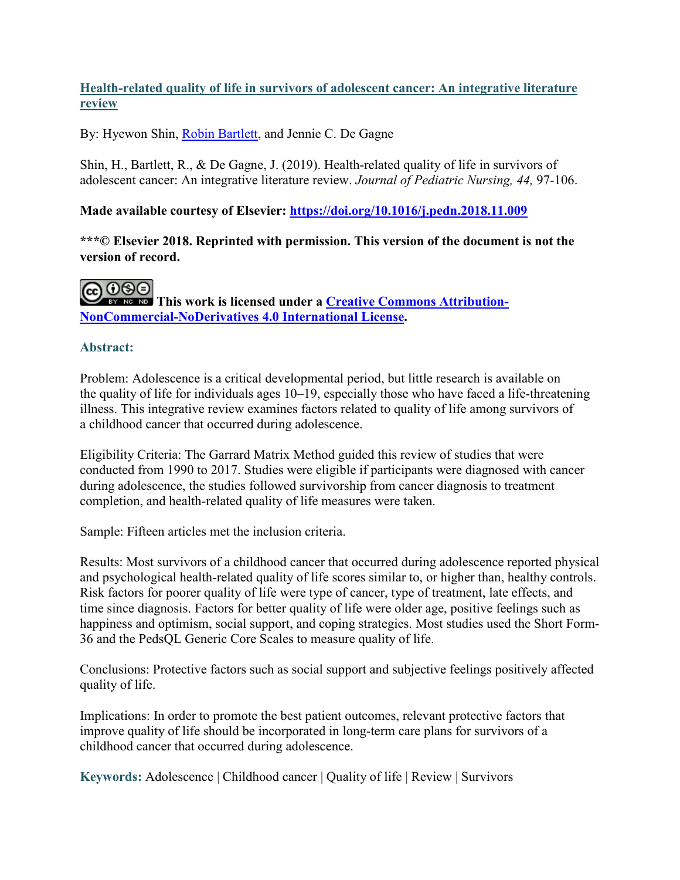# [Health-related quality of life in survivors of adolescent cancer: An integrative literature review](#)

By: Hyewon Shin, [Robin Bartlett](#), and Jennie C. De Gagne

Shin, H., Bartlett, R., & De Gagne, J. (2019). Health-related quality of life in survivors of adolescent cancer: An integrative literature review. *Journal of Pediatric Nursing, 44,* 97-106.

**Made available courtesy of Elsevier: [https://doi.org/10.1016/j.pedn.2018.11.009](https://doi.org/10.1016/j.pedn.2018.11.009)**

**\*\*\*© Elsevier 2018. Reprinted with permission. This version of the document is not the version of record.**

**This work is licensed under a [Creative Commons Attribution-NonCommercial-NoDerivatives 4.0 International License](#).**

## Abstract:

Problem: Adolescence is a critical developmental period, but little research is available on the quality of life for individuals ages 10–19, especially those who have faced a life-threatening illness. This integrative review examines factors related to quality of life among survivors of a childhood cancer that occurred during adolescence.

Eligibility Criteria: The Garrard Matrix Method guided this review of studies that were conducted from 1990 to 2017. Studies were eligible if participants were diagnosed with cancer during adolescence, the studies followed survivorship from cancer diagnosis to treatment completion, and health-related quality of life measures were taken.

Sample: Fifteen articles met the inclusion criteria.

Results: Most survivors of a childhood cancer that occurred during adolescence reported physical and psychological health-related quality of life scores similar to, or higher than, healthy controls. Risk factors for poorer quality of life were type of cancer, type of treatment, late effects, and time since diagnosis. Factors for better quality of life were older age, positive feelings such as happiness and optimism, social support, and coping strategies. Most studies used the Short Form-36 and the PedsQL Generic Core Scales to measure quality of life.

Conclusions: Protective factors such as social support and subjective feelings positively affected quality of life.

Implications: In order to promote the best patient outcomes, relevant protective factors that improve quality of life should be incorporated in long-term care plans for survivors of a childhood cancer that occurred during adolescence.

**Keywords:** Adolescence | Childhood cancer | Quality of life | Review | Survivors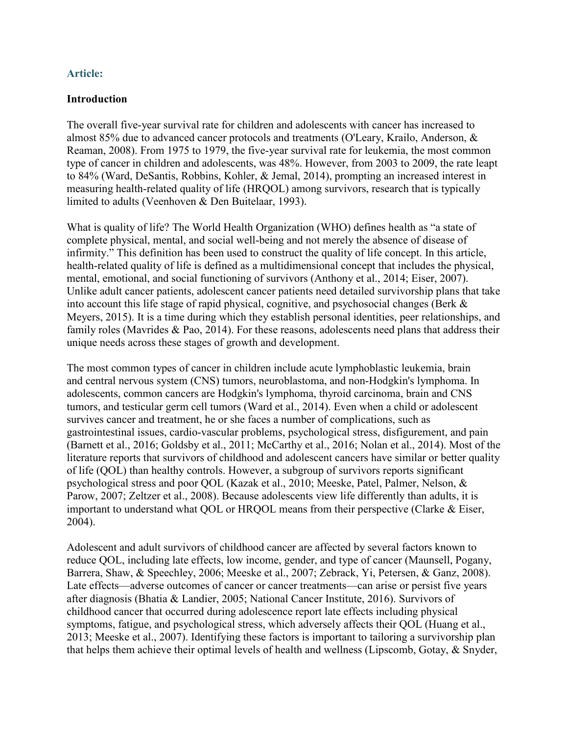### Article:

**Introduction**

The overall five-year survival rate for children and adolescents with cancer has increased to almost 85% due to advanced cancer protocols and treatments (O'Leary, Krailo, Anderson, & Reaman, 2008). From 1975 to 1979, the five-year survival rate for leukemia, the most common type of cancer in children and adolescents, was 48%. However, from 2003 to 2009, the rate leapt to 84% (Ward, DeSantis, Robbins, Kohler, & Jemal, 2014), prompting an increased interest in measuring health-related quality of life (HRQOL) among survivors, research that is typically limited to adults (Veenhoven & Den Buitelaar, 1993).

What is quality of life? The World Health Organization (WHO) defines health as "a state of complete physical, mental, and social well-being and not merely the absence of disease of infirmity." This definition has been used to construct the quality of life concept. In this article, health-related quality of life is defined as a multidimensional concept that includes the physical, mental, emotional, and social functioning of survivors (Anthony et al., 2014; Eiser, 2007). Unlike adult cancer patients, adolescent cancer patients need detailed survivorship plans that take into account this life stage of rapid physical, cognitive, and psychosocial changes (Berk & Meyers, 2015). It is a time during which they establish personal identities, peer relationships, and family roles (Mavrides & Pao, 2014). For these reasons, adolescents need plans that address their unique needs across these stages of growth and development.

The most common types of cancer in children include acute lymphoblastic leukemia, brain and central nervous system (CNS) tumors, neuroblastoma, and non-Hodgkin's lymphoma. In adolescents, common cancers are Hodgkin's lymphoma, thyroid carcinoma, brain and CNS tumors, and testicular germ cell tumors (Ward et al., 2014). Even when a child or adolescent survives cancer and treatment, he or she faces a number of complications, such as gastrointestinal issues, cardio-vascular problems, psychological stress, disfigurement, and pain (Barnett et al., 2016; Goldsby et al., 2011; McCarthy et al., 2016; Nolan et al., 2014). Most of the literature reports that survivors of childhood and adolescent cancers have similar or better quality of life (QOL) than healthy controls. However, a subgroup of survivors reports significant psychological stress and poor QOL (Kazak et al., 2010; Meeske, Patel, Palmer, Nelson, & Parow, 2007; Zeltzer et al., 2008). Because adolescents view life differently than adults, it is important to understand what QOL or HRQOL means from their perspective (Clarke & Eiser, 2004).

Adolescent and adult survivors of childhood cancer are affected by several factors known to reduce QOL, including late effects, low income, gender, and type of cancer (Maunsell, Pogany, Barrera, Shaw, & Speechley, 2006; Meeske et al., 2007; Zebrack, Yi, Petersen, & Ganz, 2008). Late effects—adverse outcomes of cancer or cancer treatments—can arise or persist five years after diagnosis (Bhatia & Landier, 2005; National Cancer Institute, 2016). Survivors of childhood cancer that occurred during adolescence report late effects including physical symptoms, fatigue, and psychological stress, which adversely affects their QOL (Huang et al., 2013; Meeske et al., 2007). Identifying these factors is important to tailoring a survivorship plan that helps them achieve their optimal levels of health and wellness (Lipscomb, Gotay, & Snyder,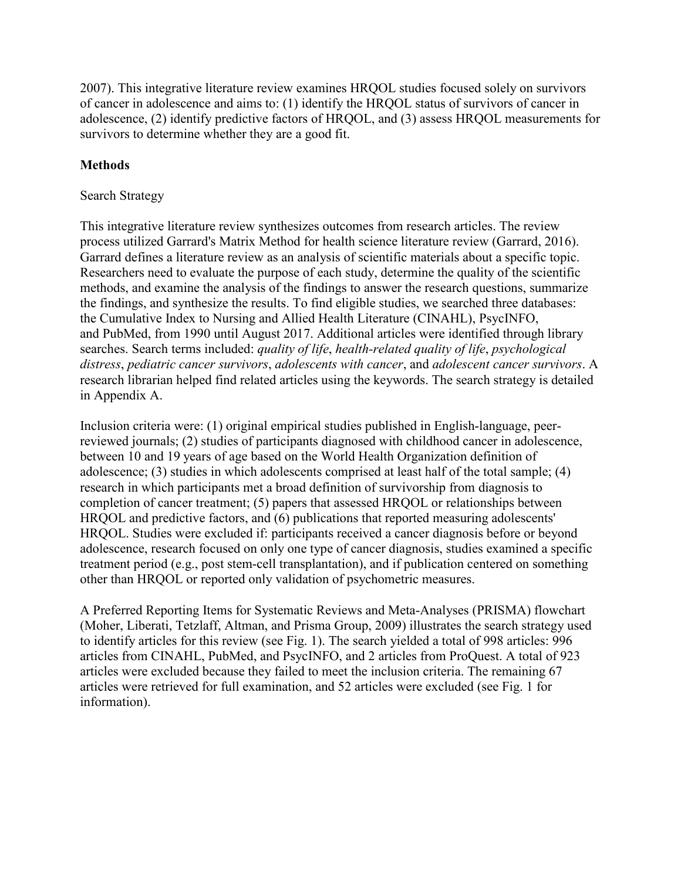2007). This integrative literature review examines HRQOL studies focused solely on survivors of cancer in adolescence and aims to: (1) identify the HRQOL status of survivors of cancer in adolescence, (2) identify predictive factors of HRQOL, and (3) assess HRQOL measurements for survivors to determine whether they are a good fit.

## Methods

### Search Strategy

This integrative literature review synthesizes outcomes from research articles. The review process utilized Garrard's Matrix Method for health science literature review (Garrard, 2016). Garrard defines a literature review as an analysis of scientific materials about a specific topic. Researchers need to evaluate the purpose of each study, determine the quality of the scientific methods, and examine the analysis of the findings to answer the research questions, summarize the findings, and synthesize the results. To find eligible studies, we searched three databases: the Cumulative Index to Nursing and Allied Health Literature (CINAHL), PsycINFO, and PubMed, from 1990 until August 2017. Additional articles were identified through library searches. Search terms included: *quality of life*, *health-related quality of life*, *psychological distress*, *pediatric cancer survivors*, *adolescents with cancer*, and *adolescent cancer survivors*. A research librarian helped find related articles using the keywords. The search strategy is detailed in Appendix A.

Inclusion criteria were: (1) original empirical studies published in English-language, peer-reviewed journals; (2) studies of participants diagnosed with childhood cancer in adolescence, between 10 and 19 years of age based on the World Health Organization definition of adolescence; (3) studies in which adolescents comprised at least half of the total sample; (4) research in which participants met a broad definition of survivorship from diagnosis to completion of cancer treatment; (5) papers that assessed HRQOL or relationships between HRQOL and predictive factors, and (6) publications that reported measuring adolescents' HRQOL. Studies were excluded if: participants received a cancer diagnosis before or beyond adolescence, research focused on only one type of cancer diagnosis, studies examined a specific treatment period (e.g., post stem-cell transplantation), and if publication centered on something other than HRQOL or reported only validation of psychometric measures.

A Preferred Reporting Items for Systematic Reviews and Meta-Analyses (PRISMA) flowchart (Moher, Liberati, Tetzlaff, Altman, and Prisma Group, 2009) illustrates the search strategy used to identify articles for this review (see Fig. 1). The search yielded a total of 998 articles: 996 articles from CINAHL, PubMed, and PsycINFO, and 2 articles from ProQuest. A total of 923 articles were excluded because they failed to meet the inclusion criteria. The remaining 67 articles were retrieved for full examination, and 52 articles were excluded (see Fig. 1 for information).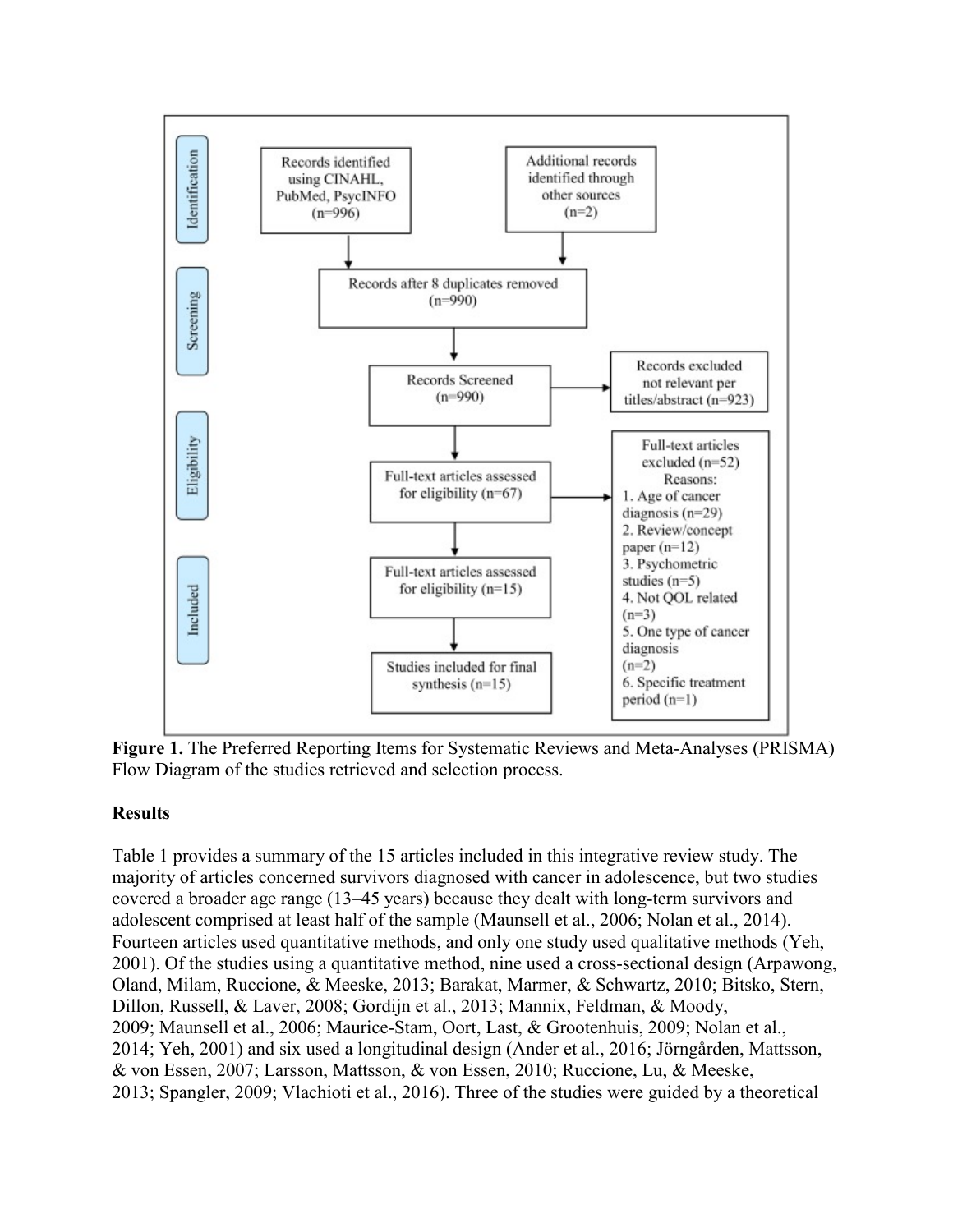Identification

Records identified using CINAHL, PubMed, PsycINFO (n=996)

Additional records identified through other sources (n=2)

Screening

Records after 8 duplicates removed (n=990)

Records Screened (n=990)

Records excluded not relevant per titles/abstract (n=923)

Eligibility

Full-text articles assessed for eligibility (n=67)

Full-text articles excluded (n=52)
Reasons:
1. Age of cancer diagnosis (n=29)
2. Review/concept paper (n=12)
3. Psychometric studies (n=5)
4. Not QOL related (n=3)
5. One type of cancer diagnosis (n=2)
6. Specific treatment period (n=1)

Included

Full-text articles assessed for eligibility (n=15)

Studies included for final synthesis (n=15)

**Figure 1.** The Preferred Reporting Items for Systematic Reviews and Meta-Analyses (PRISMA) Flow Diagram of the studies retrieved and selection process.

**Results**

Table 1 provides a summary of the 15 articles included in this integrative review study. The majority of articles concerned survivors diagnosed with cancer in adolescence, but two studies covered a broader age range (13–45 years) because they dealt with long-term survivors and adolescent comprised at least half of the sample (Maunsell et al., 2006; Nolan et al., 2014). Fourteen articles used quantitative methods, and only one study used qualitative methods (Yeh, 2001). Of the studies using a quantitative method, nine used a cross-sectional design (Arpawong, Oland, Milam, Ruccione, & Meeske, 2013; Barakat, Marmer, & Schwartz, 2010; Bitsko, Stern, Dillon, Russell, & Laver, 2008; Gordijn et al., 2013; Mannix, Feldman, & Moody, 2009; Maunsell et al., 2006; Maurice-Stam, Oort, Last, & Grootenhuis, 2009; Nolan et al., 2014; Yeh, 2001) and six used a longitudinal design (Ander et al., 2016; Jörngården, Mattsson, & von Essen, 2007; Larsson, Mattsson, & von Essen, 2010; Ruccione, Lu, & Meeske, 2013; Spangler, 2009; Vlachioti et al., 2016). Three of the studies were guided by a theoretical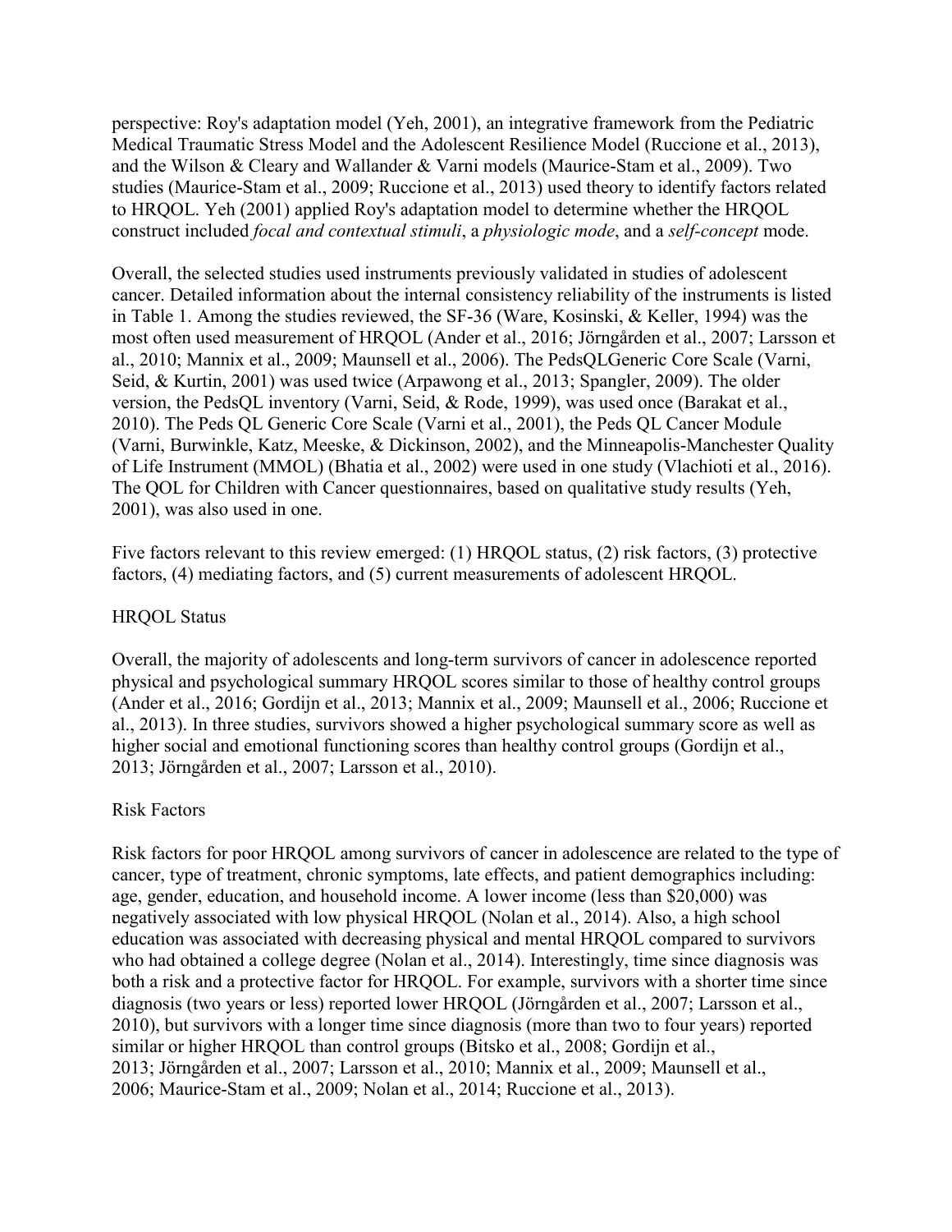perspective: Roy's adaptation model (Yeh, 2001), an integrative framework from the Pediatric Medical Traumatic Stress Model and the Adolescent Resilience Model (Ruccione et al., 2013), and the Wilson & Cleary and Wallander & Varni models (Maurice-Stam et al., 2009). Two studies (Maurice-Stam et al., 2009; Ruccione et al., 2013) used theory to identify factors related to HRQOL. Yeh (2001) applied Roy's adaptation model to determine whether the HRQOL construct included *focal and contextual stimuli*, a *physiologic mode*, and a *self-concept* mode.

Overall, the selected studies used instruments previously validated in studies of adolescent cancer. Detailed information about the internal consistency reliability of the instruments is listed in Table 1. Among the studies reviewed, the SF-36 (Ware, Kosinski, & Keller, 1994) was the most often used measurement of HRQOL (Ander et al., 2016; Jörngården et al., 2007; Larsson et al., 2010; Mannix et al., 2009; Maunsell et al., 2006). The PedsQLGeneric Core Scale (Varni, Seid, & Kurtin, 2001) was used twice (Arpawong et al., 2013; Spangler, 2009). The older version, the PedsQL inventory (Varni, Seid, & Rode, 1999), was used once (Barakat et al., 2010). The Peds QL Generic Core Scale (Varni et al., 2001), the Peds QL Cancer Module (Varni, Burwinkle, Katz, Meeske, & Dickinson, 2002), and the Minneapolis-Manchester Quality of Life Instrument (MMOL) (Bhatia et al., 2002) were used in one study (Vlachioti et al., 2016). The QOL for Children with Cancer questionnaires, based on qualitative study results (Yeh, 2001), was also used in one.

Five factors relevant to this review emerged: (1) HRQOL status, (2) risk factors, (3) protective factors, (4) mediating factors, and (5) current measurements of adolescent HRQOL.

## HRQOL Status

Overall, the majority of adolescents and long-term survivors of cancer in adolescence reported physical and psychological summary HRQOL scores similar to those of healthy control groups (Ander et al., 2016; Gordijn et al., 2013; Mannix et al., 2009; Maunsell et al., 2006; Ruccione et al., 2013). In three studies, survivors showed a higher psychological summary score as well as higher social and emotional functioning scores than healthy control groups (Gordijn et al., 2013; Jörngården et al., 2007; Larsson et al., 2010).

## Risk Factors

Risk factors for poor HRQOL among survivors of cancer in adolescence are related to the type of cancer, type of treatment, chronic symptoms, late effects, and patient demographics including: age, gender, education, and household income. A lower income (less than $20,000) was negatively associated with low physical HRQOL (Nolan et al., 2014). Also, a high school education was associated with decreasing physical and mental HRQOL compared to survivors who had obtained a college degree (Nolan et al., 2014). Interestingly, time since diagnosis was both a risk and a protective factor for HRQOL. For example, survivors with a shorter time since diagnosis (two years or less) reported lower HRQOL (Jörngården et al., 2007; Larsson et al., 2010), but survivors with a longer time since diagnosis (more than two to four years) reported similar or higher HRQOL than control groups (Bitsko et al., 2008; Gordijn et al., 2013; Jörngården et al., 2007; Larsson et al., 2010; Mannix et al., 2009; Maunsell et al., 2006; Maurice-Stam et al., 2009; Nolan et al., 2014; Ruccione et al., 2013).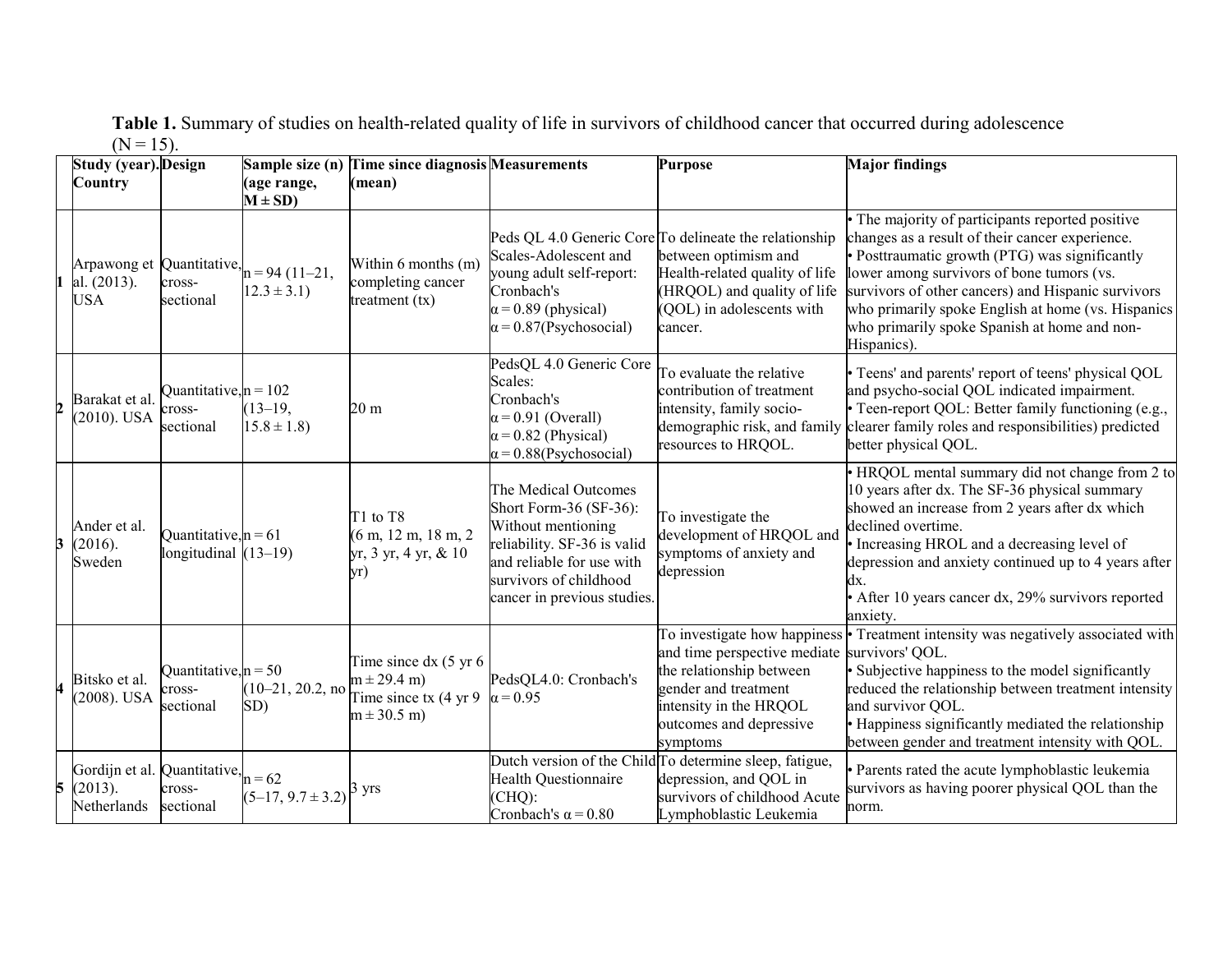**Table 1.** Summary of studies on health-related quality of life in survivors of childhood cancer that occurred during adolescence (N = 15).

| | Study (year). Country | Design | Sample size (n) (age range, M ± SD) | Time since diagnosis (mean) | Measurements | Purpose | Major findings |
|---|---|---|---|---|---|---|---|
| 1 | Arpawong et al. (2013). USA | Quantitative, cross-sectional | n = 94 (11–21, 12.3 ± 3.1) | Within 6 months (m) completing cancer treatment (tx) | Peds QL 4.0 Generic Core Scales-Adolescent and young adult self-report: Cronbach's α = 0.89 (physical) α = 0.87(Psychosocial) | To delineate the relationship between optimism and Health-related quality of life (HRQOL) and quality of life (QOL) in adolescents with cancer. | • The majority of participants reported positive changes as a result of their cancer experience. • Posttraumatic growth (PTG) was significantly lower among survivors of bone tumors (vs. survivors of other cancers) and Hispanic survivors who primarily spoke English at home (vs. Hispanics who primarily spoke Spanish at home and non-Hispanics). |
| 2 | Barakat et al. (2010). USA | Quantitative, cross-sectional | n = 102 (13–19, 15.8 ± 1.8) | 20 m | PedsQL 4.0 Generic Core Scales: Cronbach's α = 0.91 (Overall) α = 0.82 (Physical) α = 0.88(Psychosocial) | To evaluate the relative contribution of treatment intensity, family socio-demographic risk, and family resources to HRQOL. | • Teens' and parents' report of teens' physical QOL and psycho-social QOL indicated impairment. • Teen-report QOL: Better family functioning (e.g., clearer family roles and responsibilities) predicted better physical QOL. |
| 3 | Ander et al. (2016). Sweden | Quantitative, longitudinal | n = 61 (13–19) | T1 to T8 (6 m, 12 m, 18 m, 2 yr, 3 yr, 4 yr, & 10 yr) | The Medical Outcomes Short Form-36 (SF-36): Without mentioning reliability. SF-36 is valid and reliable for use with survivors of childhood cancer in previous studies. | To investigate the development of HRQOL and symptoms of anxiety and depression | • HRQOL mental summary did not change from 2 to 10 years after dx. The SF-36 physical summary showed an increase from 2 years after dx which declined overtime. • Increasing HROL and a decreasing level of depression and anxiety continued up to 4 years after dx. • After 10 years cancer dx, 29% survivors reported anxiety. |
| 4 | Bitsko et al. (2008). USA | Quantitative, cross-sectional | n = 50 (10–21, 20.2, no SD) | Time since dx (5 yr 6 m ± 29.4 m) Time since tx (4 yr 9 m ± 30.5 m) | PedsQL4.0: Cronbach's α = 0.95 | To investigate how happiness and time perspective mediate the relationship between gender and treatment intensity in the HRQOL outcomes and depressive symptoms | • Treatment intensity was negatively associated with survivors' QOL. • Subjective happiness to the model significantly reduced the relationship between treatment intensity and survivor QOL. • Happiness significantly mediated the relationship between gender and treatment intensity with QOL. |
| 5 | Gordijn et al. (2013). Netherlands | Quantitative, cross-sectional | n = 62 (5–17, 9.7 ± 3.2) | 3 yrs | Dutch version of the Child Health Questionnaire (CHQ): Cronbach's α = 0.80 | To determine sleep, fatigue, depression, and QOL in survivors of childhood Acute Lymphoblastic Leukemia | • Parents rated the acute lymphoblastic leukemia survivors as having poorer physical QOL than the norm. |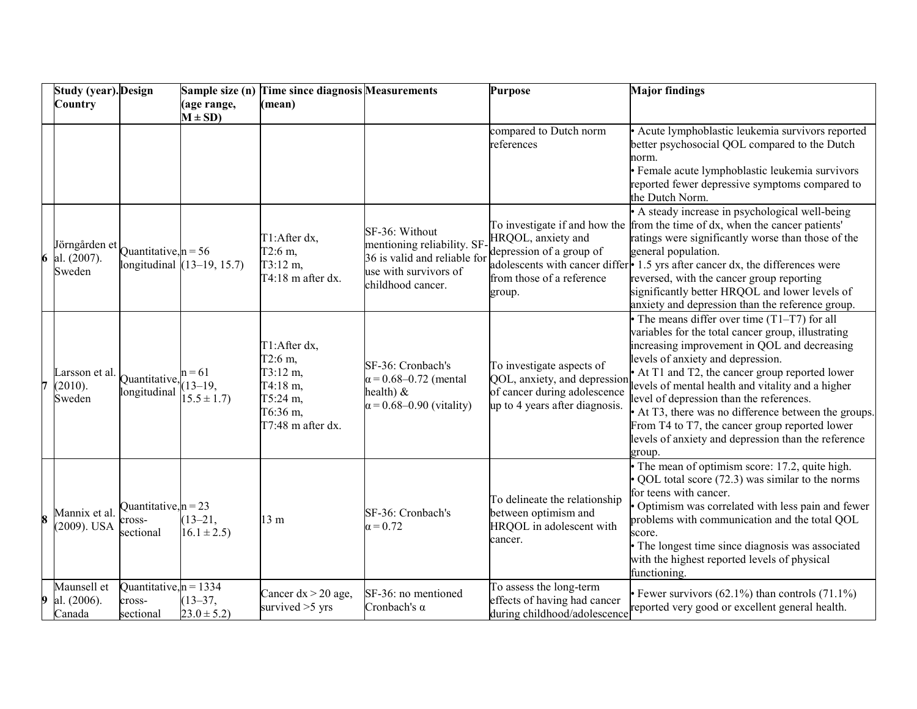| | Study (year). Country | Design | Sample size (n) (age range, M ± SD) | Time since diagnosis (mean) | Measurements | Purpose | Major findings |
|---|---|---|---|---|---|---|---|
| | | | | | | compared to Dutch norm references | • Acute lymphoblastic leukemia survivors reported better psychosocial QOL compared to the Dutch norm.<br>• Female acute lymphoblastic leukemia survivors reported fewer depressive symptoms compared to the Dutch Norm. |
| 6 | Jörngården et al. (2007). Sweden | Quantitative, longitudinal | n = 56 (13–19, 15.7) | T1:After dx, T2:6 m, T3:12 m, T4:18 m after dx. | SF-36: Without mentioning reliability. SF-36 is valid and reliable for use with survivors of childhood cancer. | To investigate if and how the HRQOL, anxiety and depression of a group of adolescents with cancer differ from those of a reference group. | • A steady increase in psychological well-being from the time of dx, when the cancer patients' ratings were significantly worse than those of the general population.<br>• 1.5 yrs after cancer dx, the differences were reversed, with the cancer group reporting significantly better HRQOL and lower levels of anxiety and depression than the reference group. |
| 7 | Larsson et al. (2010). Sweden | Quantitative, longitudinal | n = 61 (13–19, 15.5 ± 1.7) | T1:After dx, T2:6 m, T3:12 m, T4:18 m, T5:24 m, T6:36 m, T7:48 m after dx. | SF-36: Cronbach's α = 0.68–0.72 (mental health) & α = 0.68–0.90 (vitality) | To investigate aspects of QOL, anxiety, and depression of cancer during adolescence up to 4 years after diagnosis. | • The means differ over time (T1–T7) for all variables for the total cancer group, illustrating increasing improvement in QOL and decreasing levels of anxiety and depression.<br>• At T1 and T2, the cancer group reported lower levels of mental health and vitality and a higher level of depression than the references.<br>• At T3, there was no difference between the groups. From T4 to T7, the cancer group reported lower levels of anxiety and depression than the reference group. |
| 8 | Mannix et al. (2009). USA | Quantitative, cross-sectional | n = 23 (13–21, 16.1 ± 2.5) | 13 m | SF-36: Cronbach's α = 0.72 | To delineate the relationship between optimism and HRQOL in adolescent with cancer. | • The mean of optimism score: 17.2, quite high.<br>• QOL total score (72.3) was similar to the norms for teens with cancer.<br>• Optimism was correlated with less pain and fewer problems with communication and the total QOL score.<br>• The longest time since diagnosis was associated with the highest reported levels of physical functioning. |
| 9 | Maunsell et al. (2006). Canada | Quantitative, cross-sectional | n = 1334 (13–37, 23.0 ± 5.2) | Cancer dx > 20 age, survived >5 yrs | SF-36: no mentioned Cronbach's α | To assess the long-term effects of having had cancer during childhood/adolescence | • Fewer survivors (62.1%) than controls (71.1%) reported very good or excellent general health. |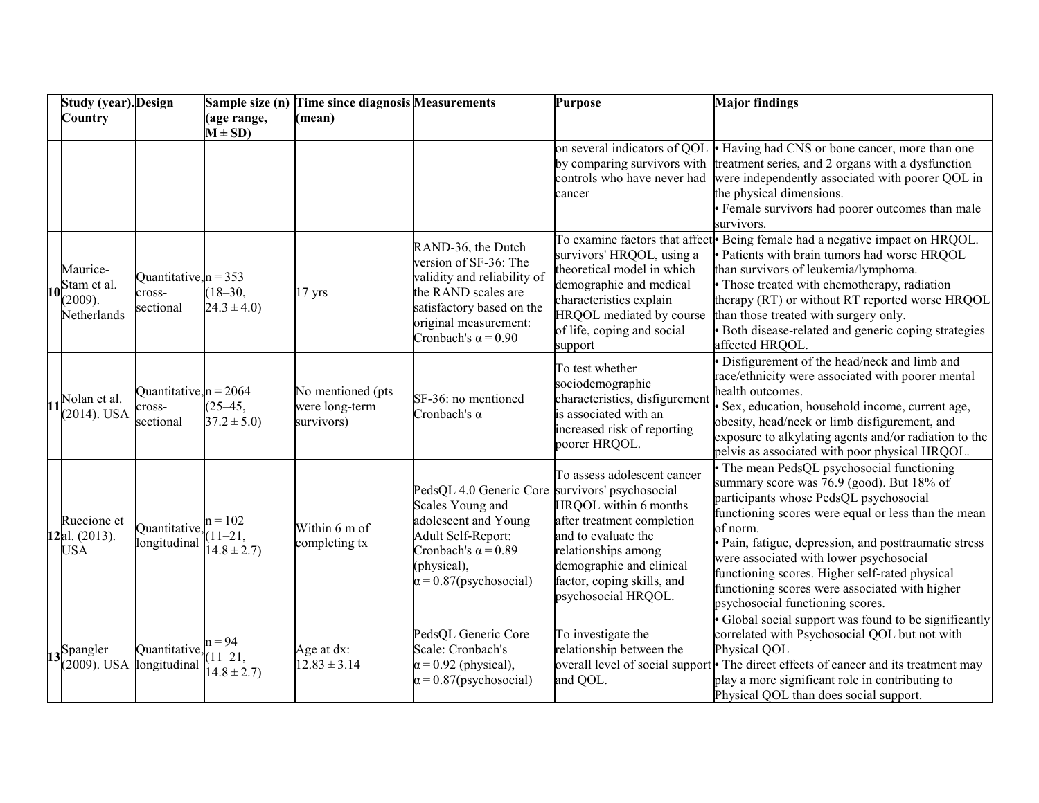| | Study (year). Country | Design | Sample size (n) (age range, M ± SD) | Time since diagnosis (mean) | Measurements | Purpose | Major findings |
|---|---|---|---|---|---|---|---|
| | | | | | | on several indicators of QOL by comparing survivors with controls who have never had cancer | • Having had CNS or bone cancer, more than one treatment series, and 2 organs with a dysfunction were independently associated with poorer QOL in the physical dimensions.<br>• Female survivors had poorer outcomes than male survivors. |
| 10 | Maurice-Stam et al. (2009). Netherlands | Quantitative, cross-sectional | n = 353 (18–30, 24.3 ± 4.0) | 17 yrs | RAND-36, the Dutch version of SF-36: The validity and reliability of the RAND scales are satisfactory based on the original measurement: Cronbach's α = 0.90 | To examine factors that affect survivors' HRQOL, using a theoretical model in which demographic and medical characteristics explain HRQOL mediated by course of life, coping and social support | • Being female had a negative impact on HRQOL.<br>• Patients with brain tumors had worse HRQOL than survivors of leukemia/lymphoma.<br>• Those treated with chemotherapy, radiation therapy (RT) or without RT reported worse HRQOL than those treated with surgery only.<br>• Both disease-related and generic coping strategies affected HRQOL. |
| 11 | Nolan et al. (2014). USA | Quantitative, cross-sectional | n = 2064 (25–45, 37.2 ± 5.0) | No mentioned (pts were long-term survivors) | SF-36: no mentioned Cronbach's α | To test whether sociodemographic characteristics, disfigurement is associated with an increased risk of reporting poorer HRQOL. | • Disfigurement of the head/neck and limb and race/ethnicity were associated with poorer mental health outcomes.<br>• Sex, education, household income, current age, obesity, head/neck or limb disfigurement, and exposure to alkylating agents and/or radiation to the pelvis as associated with poor physical HRQOL. |
| 12 | Ruccione et al. (2013). USA | Quantitative, longitudinal | n = 102 (11–21, 14.8 ± 2.7) | Within 6 m of completing tx | PedsQL 4.0 Generic Core Scales Young and adolescent and Young Adult Self-Report: Cronbach's α = 0.89 (physical), α = 0.87(psychosocial) | To assess adolescent cancer survivors' psychosocial HRQOL within 6 months after treatment completion and to evaluate the relationships among demographic and clinical factor, coping skills, and psychosocial HRQOL. | • The mean PedsQL psychosocial functioning summary score was 76.9 (good). But 18% of participants whose PedsQL psychosocial functioning scores were equal or less than the mean of norm.<br>• Pain, fatigue, depression, and posttraumatic stress were associated with lower psychosocial functioning scores. Higher self-rated physical functioning scores were associated with higher psychosocial functioning scores. |
| 13 | Spangler (2009). USA | Quantitative, longitudinal | n = 94 (11–21, 14.8 ± 2.7) | Age at dx: 12.83 ± 3.14 | PedsQL Generic Core Scale: Cronbach's α = 0.92 (physical), α = 0.87(psychosocial) | To investigate the relationship between the overall level of social support and QOL. | • Global social support was found to be significantly correlated with Psychosocial QOL but not with Physical QOL<br>• The direct effects of cancer and its treatment may play a more significant role in contributing to Physical QOL than does social support. |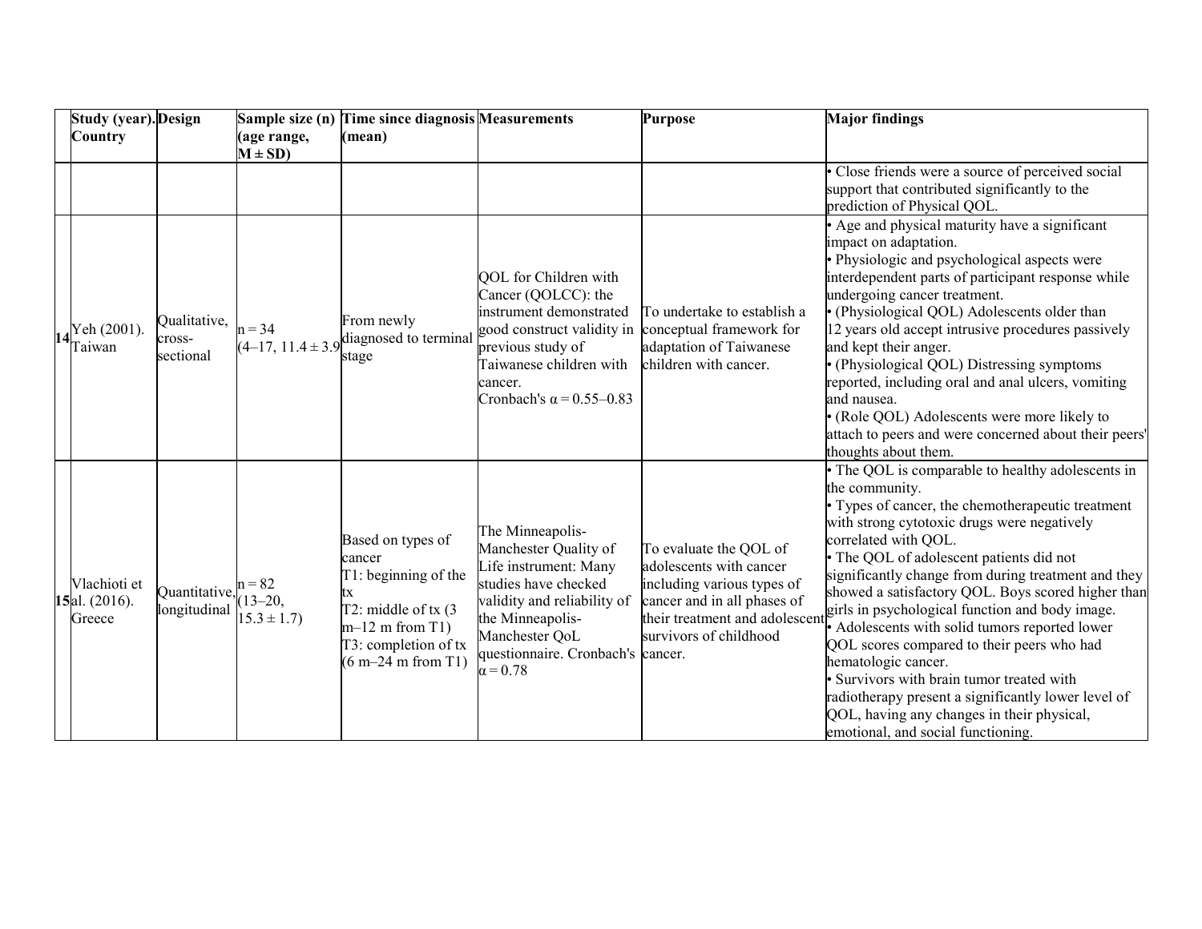| | Study (year). Country | Design | Sample size (n) (age range, M ± SD) | Time since diagnosis (mean) | Measurements | Purpose | Major findings |
|---|---|---|---|---|---|---|---|
| | | | | | | | • Close friends were a source of perceived social support that contributed significantly to the prediction of Physical QOL. |
| 14 | Yeh (2001). Taiwan | Qualitative, cross-sectional | n = 34 (4–17, 11.4 ± 3.9 | From newly diagnosed to terminal stage | QOL for Children with Cancer (QOLCC): the instrument demonstrated good construct validity in previous study of Taiwanese children with cancer. Cronbach's α = 0.55–0.83 | To undertake to establish a conceptual framework for adaptation of Taiwanese children with cancer. | • Age and physical maturity have a significant impact on adaptation. • Physiologic and psychological aspects were interdependent parts of participant response while undergoing cancer treatment. • (Physiological QOL) Adolescents older than 12 years old accept intrusive procedures passively and kept their anger. • (Physiological QOL) Distressing symptoms reported, including oral and anal ulcers, vomiting and nausea. • (Role QOL) Adolescents were more likely to attach to peers and were concerned about their peers' thoughts about them. |
| 15 | Vlachioti et al. (2016). Greece | Quantitative, longitudinal | n = 82 (13–20, 15.3 ± 1.7) | Based on types of cancer T1: beginning of the tx T2: middle of tx (3 m–12 m from T1) T3: completion of tx (6 m–24 m from T1) | The Minneapolis-Manchester Quality of Life instrument: Many studies have checked validity and reliability of the Minneapolis-Manchester QoL questionnaire. Cronbach's α = 0.78 | To evaluate the QOL of adolescents with cancer including various types of cancer and in all phases of their treatment and adolescent survivors of childhood cancer. | • The QOL is comparable to healthy adolescents in the community. • Types of cancer, the chemotherapeutic treatment with strong cytotoxic drugs were negatively correlated with QOL. • The QOL of adolescent patients did not significantly change from during treatment and they showed a satisfactory QOL. Boys scored higher than girls in psychological function and body image. • Adolescents with solid tumors reported lower QOL scores compared to their peers who had hematologic cancer. • Survivors with brain tumor treated with radiotherapy present a significantly lower level of QOL, having any changes in their physical, emotional, and social functioning. |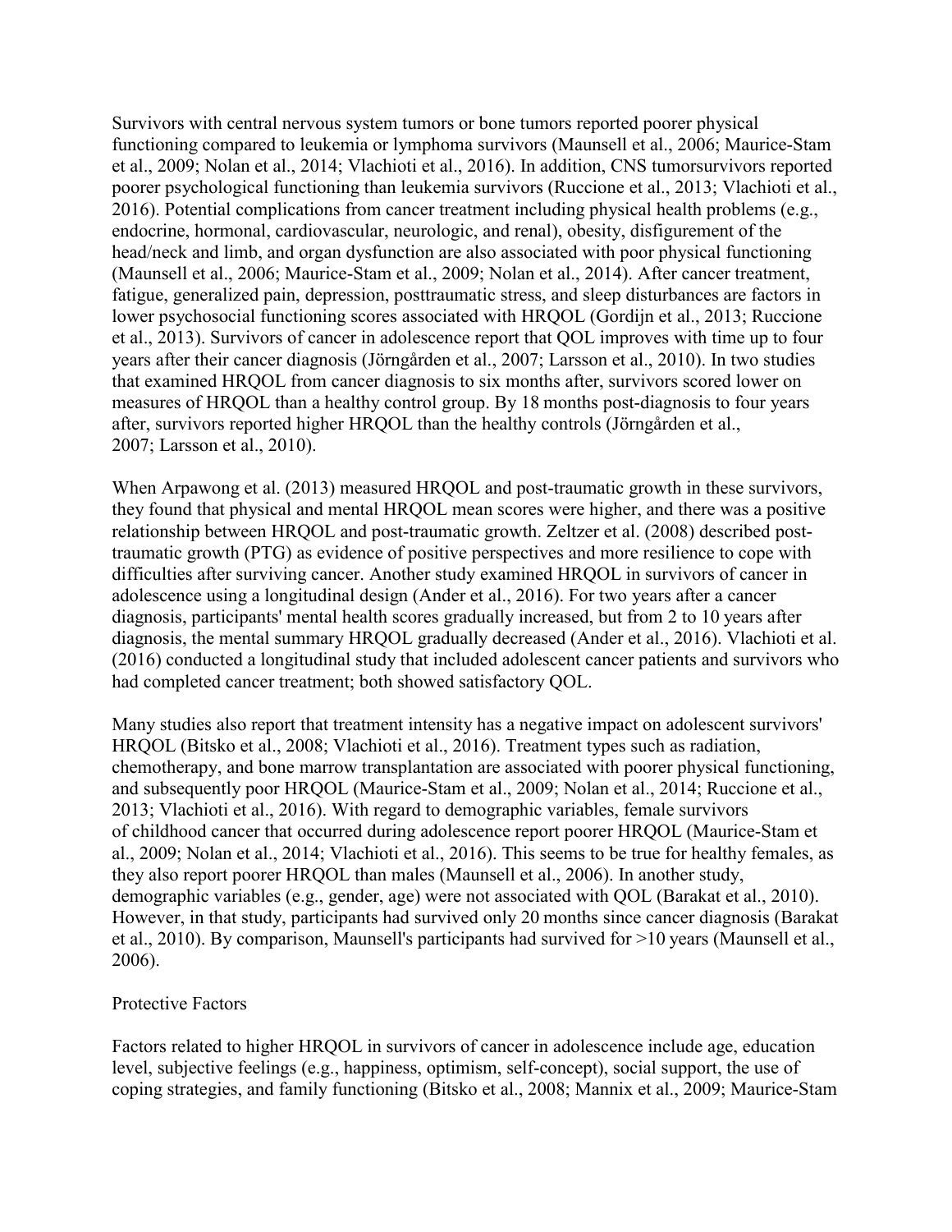Survivors with central nervous system tumors or bone tumors reported poorer physical functioning compared to leukemia or lymphoma survivors (Maunsell et al., 2006; Maurice-Stam et al., 2009; Nolan et al., 2014; Vlachioti et al., 2016). In addition, CNS tumorsurvivors reported poorer psychological functioning than leukemia survivors (Ruccione et al., 2013; Vlachioti et al., 2016). Potential complications from cancer treatment including physical health problems (e.g., endocrine, hormonal, cardiovascular, neurologic, and renal), obesity, disfigurement of the head/neck and limb, and organ dysfunction are also associated with poor physical functioning (Maunsell et al., 2006; Maurice-Stam et al., 2009; Nolan et al., 2014). After cancer treatment, fatigue, generalized pain, depression, posttraumatic stress, and sleep disturbances are factors in lower psychosocial functioning scores associated with HRQOL (Gordijn et al., 2013; Ruccione et al., 2013). Survivors of cancer in adolescence report that QOL improves with time up to four years after their cancer diagnosis (Jörngården et al., 2007; Larsson et al., 2010). In two studies that examined HRQOL from cancer diagnosis to six months after, survivors scored lower on measures of HRQOL than a healthy control group. By 18 months post-diagnosis to four years after, survivors reported higher HRQOL than the healthy controls (Jörngården et al., 2007; Larsson et al., 2010).

When Arpawong et al. (2013) measured HRQOL and post-traumatic growth in these survivors, they found that physical and mental HRQOL mean scores were higher, and there was a positive relationship between HRQOL and post-traumatic growth. Zeltzer et al. (2008) described post-traumatic growth (PTG) as evidence of positive perspectives and more resilience to cope with difficulties after surviving cancer. Another study examined HRQOL in survivors of cancer in adolescence using a longitudinal design (Ander et al., 2016). For two years after a cancer diagnosis, participants' mental health scores gradually increased, but from 2 to 10 years after diagnosis, the mental summary HRQOL gradually decreased (Ander et al., 2016). Vlachioti et al. (2016) conducted a longitudinal study that included adolescent cancer patients and survivors who had completed cancer treatment; both showed satisfactory QOL.

Many studies also report that treatment intensity has a negative impact on adolescent survivors' HRQOL (Bitsko et al., 2008; Vlachioti et al., 2016). Treatment types such as radiation, chemotherapy, and bone marrow transplantation are associated with poorer physical functioning, and subsequently poor HRQOL (Maurice-Stam et al., 2009; Nolan et al., 2014; Ruccione et al., 2013; Vlachioti et al., 2016). With regard to demographic variables, female survivors of childhood cancer that occurred during adolescence report poorer HRQOL (Maurice-Stam et al., 2009; Nolan et al., 2014; Vlachioti et al., 2016). This seems to be true for healthy females, as they also report poorer HRQOL than males (Maunsell et al., 2006). In another study, demographic variables (e.g., gender, age) were not associated with QOL (Barakat et al., 2010). However, in that study, participants had survived only 20 months since cancer diagnosis (Barakat et al., 2010). By comparison, Maunsell's participants had survived for >10 years (Maunsell et al., 2006).

## Protective Factors

Factors related to higher HRQOL in survivors of cancer in adolescence include age, education level, subjective feelings (e.g., happiness, optimism, self-concept), social support, the use of coping strategies, and family functioning (Bitsko et al., 2008; Mannix et al., 2009; Maurice-Stam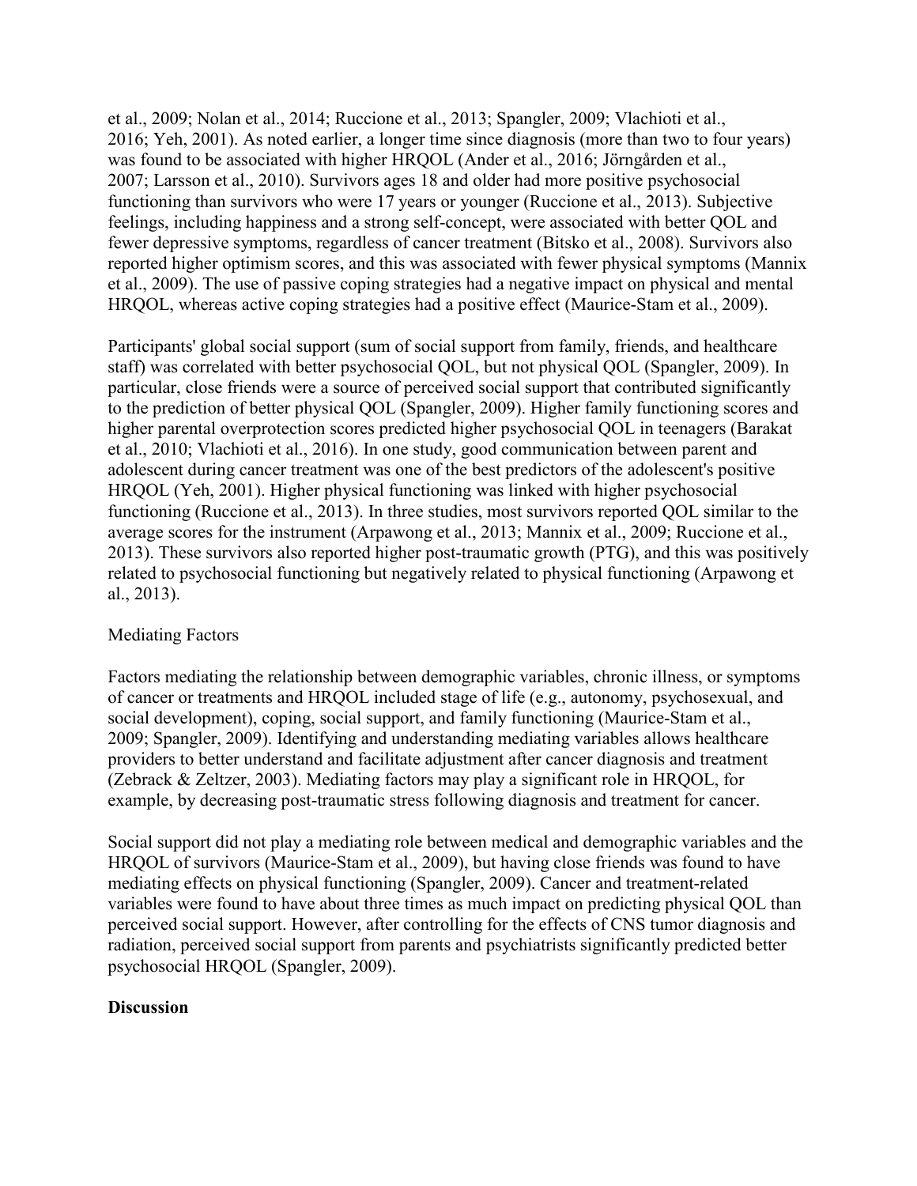et al., 2009; Nolan et al., 2014; Ruccione et al., 2013; Spangler, 2009; Vlachioti et al., 2016; Yeh, 2001). As noted earlier, a longer time since diagnosis (more than two to four years) was found to be associated with higher HRQOL (Ander et al., 2016; Jörngården et al., 2007; Larsson et al., 2010). Survivors ages 18 and older had more positive psychosocial functioning than survivors who were 17 years or younger (Ruccione et al., 2013). Subjective feelings, including happiness and a strong self-concept, were associated with better QOL and fewer depressive symptoms, regardless of cancer treatment (Bitsko et al., 2008). Survivors also reported higher optimism scores, and this was associated with fewer physical symptoms (Mannix et al., 2009). The use of passive coping strategies had a negative impact on physical and mental HRQOL, whereas active coping strategies had a positive effect (Maurice-Stam et al., 2009).

Participants' global social support (sum of social support from family, friends, and healthcare staff) was correlated with better psychosocial QOL, but not physical QOL (Spangler, 2009). In particular, close friends were a source of perceived social support that contributed significantly to the prediction of better physical QOL (Spangler, 2009). Higher family functioning scores and higher parental overprotection scores predicted higher psychosocial QOL in teenagers (Barakat et al., 2010; Vlachioti et al., 2016). In one study, good communication between parent and adolescent during cancer treatment was one of the best predictors of the adolescent's positive HRQOL (Yeh, 2001). Higher physical functioning was linked with higher psychosocial functioning (Ruccione et al., 2013). In three studies, most survivors reported QOL similar to the average scores for the instrument (Arpawong et al., 2013; Mannix et al., 2009; Ruccione et al., 2013). These survivors also reported higher post-traumatic growth (PTG), and this was positively related to psychosocial functioning but negatively related to physical functioning (Arpawong et al., 2013).

### Mediating Factors

Factors mediating the relationship between demographic variables, chronic illness, or symptoms of cancer or treatments and HRQOL included stage of life (e.g., autonomy, psychosexual, and social development), coping, social support, and family functioning (Maurice-Stam et al., 2009; Spangler, 2009). Identifying and understanding mediating variables allows healthcare providers to better understand and facilitate adjustment after cancer diagnosis and treatment (Zebrack & Zeltzer, 2003). Mediating factors may play a significant role in HRQOL, for example, by decreasing post-traumatic stress following diagnosis and treatment for cancer.

Social support did not play a mediating role between medical and demographic variables and the HRQOL of survivors (Maurice-Stam et al., 2009), but having close friends was found to have mediating effects on physical functioning (Spangler, 2009). Cancer and treatment-related variables were found to have about three times as much impact on predicting physical QOL than perceived social support. However, after controlling for the effects of CNS tumor diagnosis and radiation, perceived social support from parents and psychiatrists significantly predicted better psychosocial HRQOL (Spangler, 2009).

## Discussion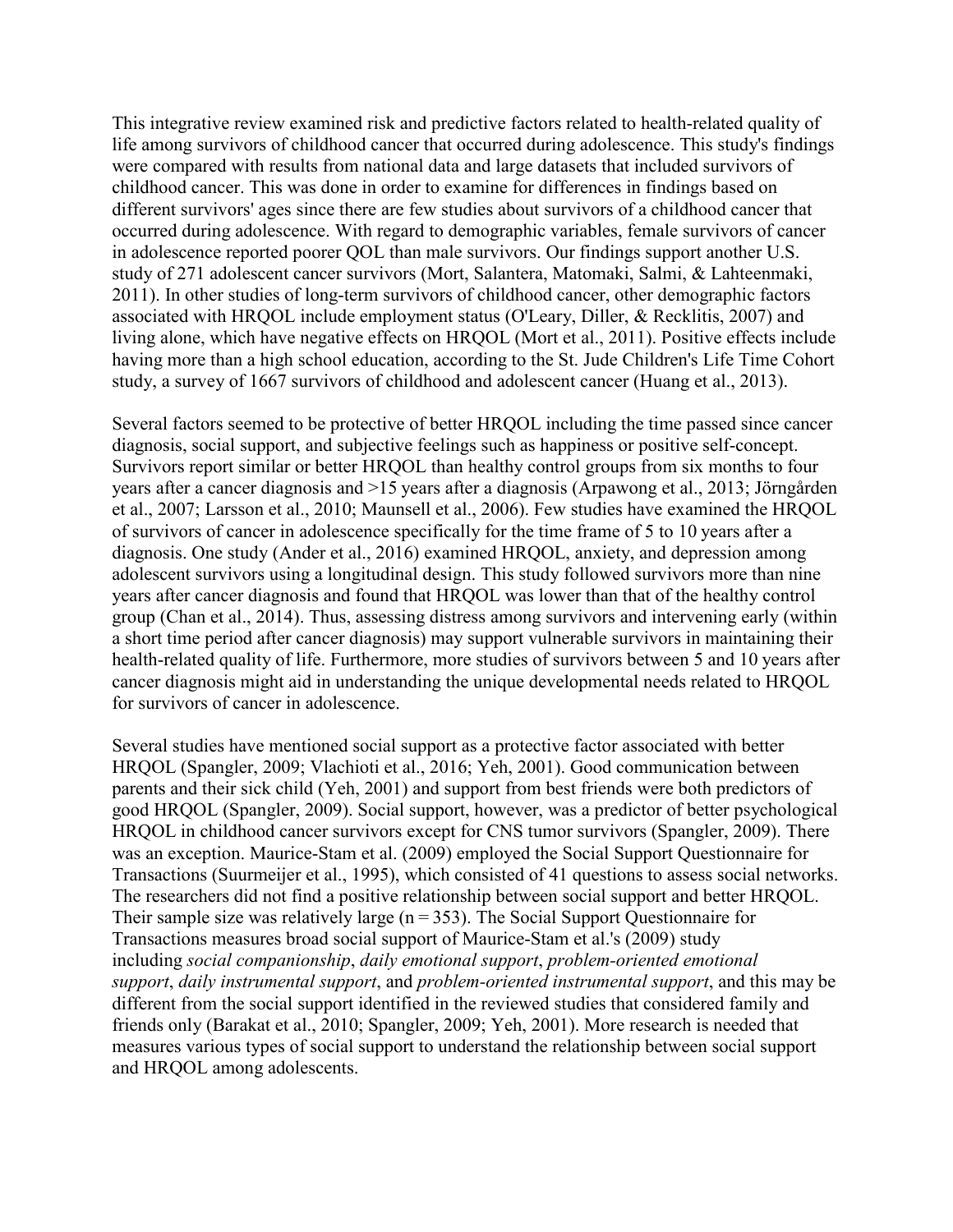This integrative review examined risk and predictive factors related to health-related quality of life among survivors of childhood cancer that occurred during adolescence. This study's findings were compared with results from national data and large datasets that included survivors of childhood cancer. This was done in order to examine for differences in findings based on different survivors' ages since there are few studies about survivors of a childhood cancer that occurred during adolescence. With regard to demographic variables, female survivors of cancer in adolescence reported poorer QOL than male survivors. Our findings support another U.S. study of 271 adolescent cancer survivors (Mort, Salantera, Matomaki, Salmi, & Lahteenmaki, 2011). In other studies of long-term survivors of childhood cancer, other demographic factors associated with HRQOL include employment status (O'Leary, Diller, & Recklitis, 2007) and living alone, which have negative effects on HRQOL (Mort et al., 2011). Positive effects include having more than a high school education, according to the St. Jude Children's Life Time Cohort study, a survey of 1667 survivors of childhood and adolescent cancer (Huang et al., 2013).

Several factors seemed to be protective of better HRQOL including the time passed since cancer diagnosis, social support, and subjective feelings such as happiness or positive self-concept. Survivors report similar or better HRQOL than healthy control groups from six months to four years after a cancer diagnosis and >15 years after a diagnosis (Arpawong et al., 2013; Jörngården et al., 2007; Larsson et al., 2010; Maunsell et al., 2006). Few studies have examined the HRQOL of survivors of cancer in adolescence specifically for the time frame of 5 to 10 years after a diagnosis. One study (Ander et al., 2016) examined HRQOL, anxiety, and depression among adolescent survivors using a longitudinal design. This study followed survivors more than nine years after cancer diagnosis and found that HRQOL was lower than that of the healthy control group (Chan et al., 2014). Thus, assessing distress among survivors and intervening early (within a short time period after cancer diagnosis) may support vulnerable survivors in maintaining their health-related quality of life. Furthermore, more studies of survivors between 5 and 10 years after cancer diagnosis might aid in understanding the unique developmental needs related to HRQOL for survivors of cancer in adolescence.

Several studies have mentioned social support as a protective factor associated with better HRQOL (Spangler, 2009; Vlachioti et al., 2016; Yeh, 2001). Good communication between parents and their sick child (Yeh, 2001) and support from best friends were both predictors of good HRQOL (Spangler, 2009). Social support, however, was a predictor of better psychological HRQOL in childhood cancer survivors except for CNS tumor survivors (Spangler, 2009). There was an exception. Maurice-Stam et al. (2009) employed the Social Support Questionnaire for Transactions (Suurmeijer et al., 1995), which consisted of 41 questions to assess social networks. The researchers did not find a positive relationship between social support and better HRQOL. Their sample size was relatively large (n = 353). The Social Support Questionnaire for Transactions measures broad social support of Maurice-Stam et al.'s (2009) study including *social companionship*, *daily emotional support*, *problem-oriented emotional support*, *daily instrumental support*, and *problem-oriented instrumental support*, and this may be different from the social support identified in the reviewed studies that considered family and friends only (Barakat et al., 2010; Spangler, 2009; Yeh, 2001). More research is needed that measures various types of social support to understand the relationship between social support and HRQOL among adolescents.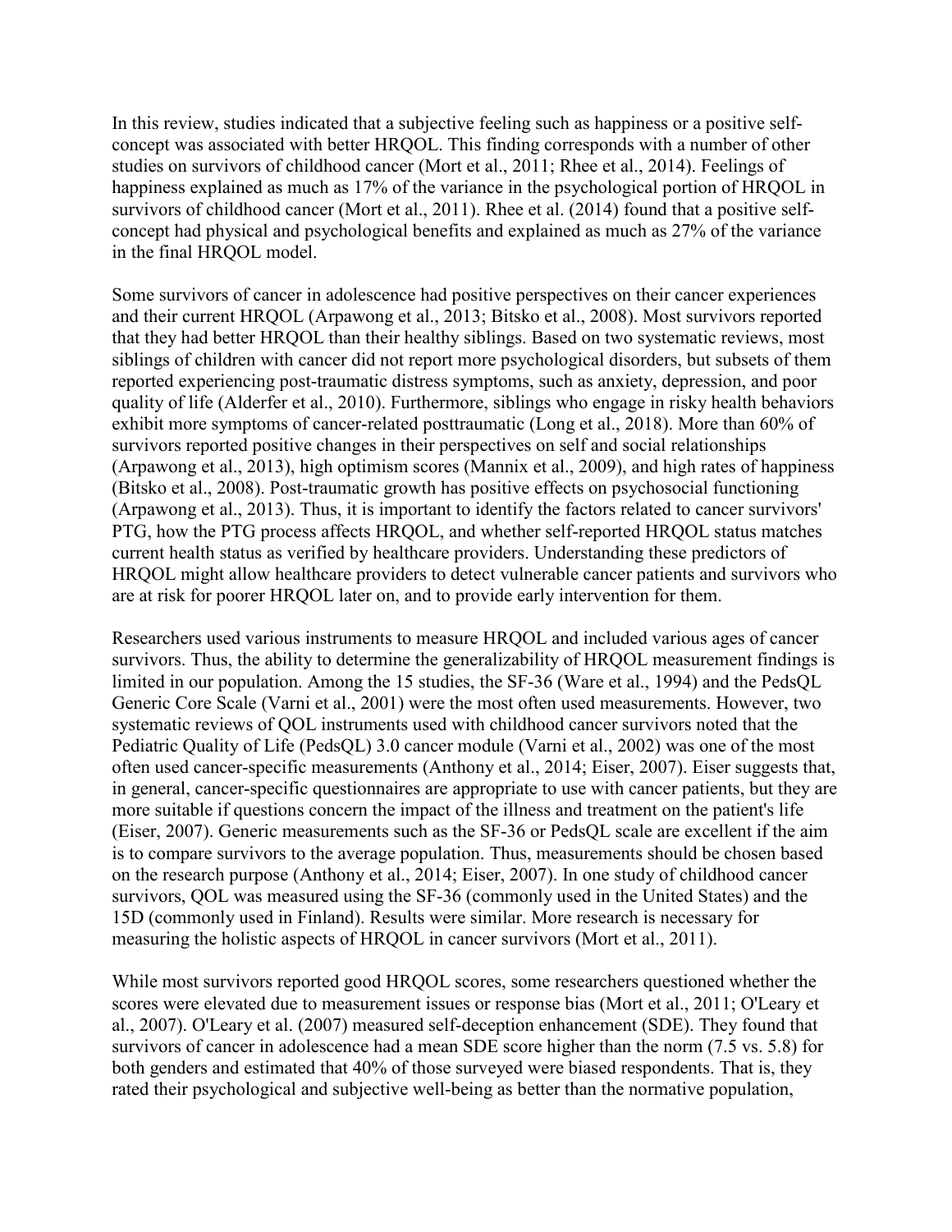In this review, studies indicated that a subjective feeling such as happiness or a positive self-concept was associated with better HRQOL. This finding corresponds with a number of other studies on survivors of childhood cancer (Mort et al., 2011; Rhee et al., 2014). Feelings of happiness explained as much as 17% of the variance in the psychological portion of HRQOL in survivors of childhood cancer (Mort et al., 2011). Rhee et al. (2014) found that a positive self-concept had physical and psychological benefits and explained as much as 27% of the variance in the final HRQOL model.

Some survivors of cancer in adolescence had positive perspectives on their cancer experiences and their current HRQOL (Arpawong et al., 2013; Bitsko et al., 2008). Most survivors reported that they had better HRQOL than their healthy siblings. Based on two systematic reviews, most siblings of children with cancer did not report more psychological disorders, but subsets of them reported experiencing post-traumatic distress symptoms, such as anxiety, depression, and poor quality of life (Alderfer et al., 2010). Furthermore, siblings who engage in risky health behaviors exhibit more symptoms of cancer-related posttraumatic (Long et al., 2018). More than 60% of survivors reported positive changes in their perspectives on self and social relationships (Arpawong et al., 2013), high optimism scores (Mannix et al., 2009), and high rates of happiness (Bitsko et al., 2008). Post-traumatic growth has positive effects on psychosocial functioning (Arpawong et al., 2013). Thus, it is important to identify the factors related to cancer survivors' PTG, how the PTG process affects HRQOL, and whether self-reported HRQOL status matches current health status as verified by healthcare providers. Understanding these predictors of HRQOL might allow healthcare providers to detect vulnerable cancer patients and survivors who are at risk for poorer HRQOL later on, and to provide early intervention for them.

Researchers used various instruments to measure HRQOL and included various ages of cancer survivors. Thus, the ability to determine the generalizability of HRQOL measurement findings is limited in our population. Among the 15 studies, the SF-36 (Ware et al., 1994) and the PedsQL Generic Core Scale (Varni et al., 2001) were the most often used measurements. However, two systematic reviews of QOL instruments used with childhood cancer survivors noted that the Pediatric Quality of Life (PedsQL) 3.0 cancer module (Varni et al., 2002) was one of the most often used cancer-specific measurements (Anthony et al., 2014; Eiser, 2007). Eiser suggests that, in general, cancer-specific questionnaires are appropriate to use with cancer patients, but they are more suitable if questions concern the impact of the illness and treatment on the patient's life (Eiser, 2007). Generic measurements such as the SF-36 or PedsQL scale are excellent if the aim is to compare survivors to the average population. Thus, measurements should be chosen based on the research purpose (Anthony et al., 2014; Eiser, 2007). In one study of childhood cancer survivors, QOL was measured using the SF-36 (commonly used in the United States) and the 15D (commonly used in Finland). Results were similar. More research is necessary for measuring the holistic aspects of HRQOL in cancer survivors (Mort et al., 2011).

While most survivors reported good HRQOL scores, some researchers questioned whether the scores were elevated due to measurement issues or response bias (Mort et al., 2011; O'Leary et al., 2007). O'Leary et al. (2007) measured self-deception enhancement (SDE). They found that survivors of cancer in adolescence had a mean SDE score higher than the norm (7.5 vs. 5.8) for both genders and estimated that 40% of those surveyed were biased respondents. That is, they rated their psychological and subjective well-being as better than the normative population,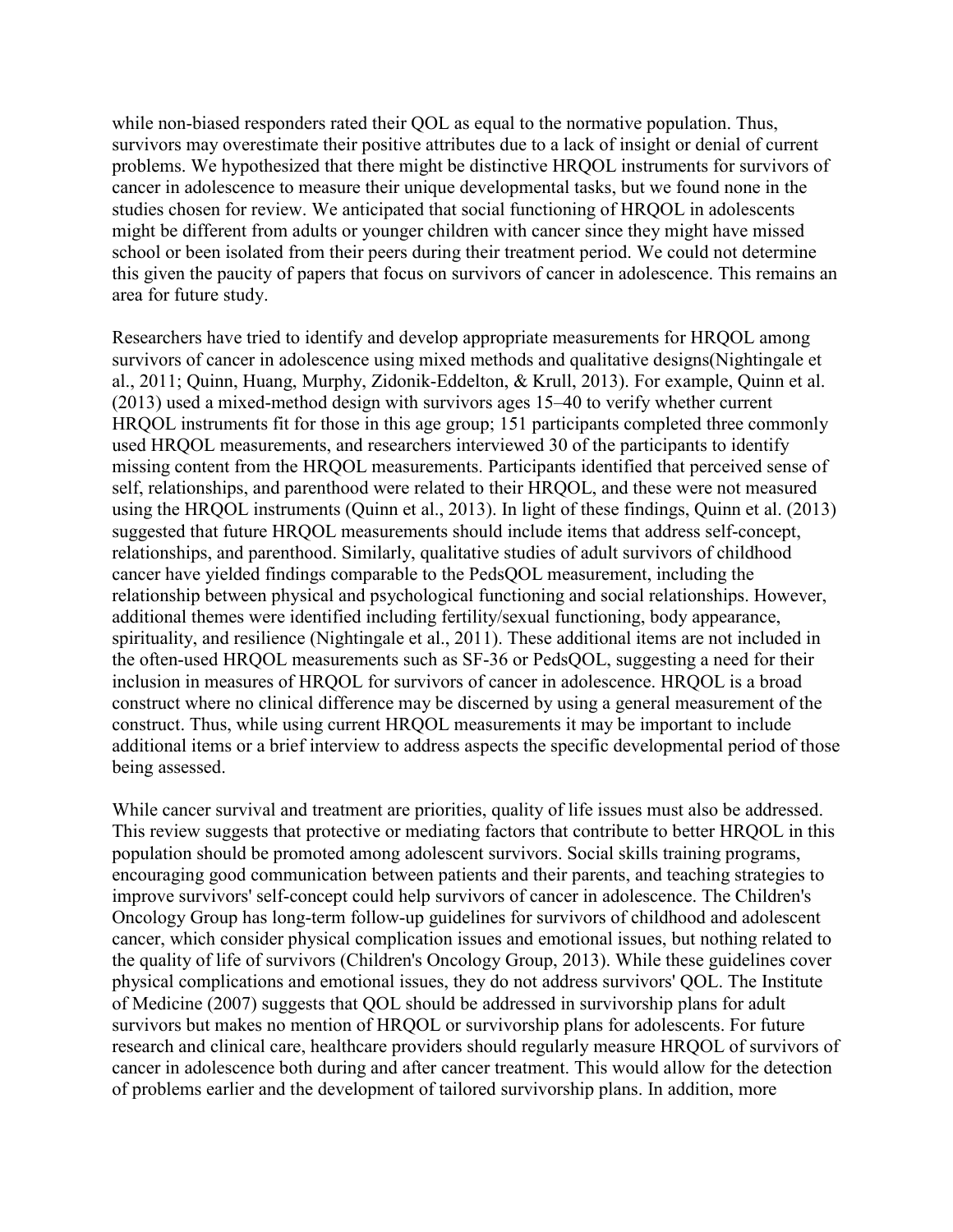while non-biased responders rated their QOL as equal to the normative population. Thus, survivors may overestimate their positive attributes due to a lack of insight or denial of current problems. We hypothesized that there might be distinctive HRQOL instruments for survivors of cancer in adolescence to measure their unique developmental tasks, but we found none in the studies chosen for review. We anticipated that social functioning of HRQOL in adolescents might be different from adults or younger children with cancer since they might have missed school or been isolated from their peers during their treatment period. We could not determine this given the paucity of papers that focus on survivors of cancer in adolescence. This remains an area for future study.

Researchers have tried to identify and develop appropriate measurements for HRQOL among survivors of cancer in adolescence using mixed methods and qualitative designs(Nightingale et al., 2011; Quinn, Huang, Murphy, Zidonik-Eddelton, & Krull, 2013). For example, Quinn et al. (2013) used a mixed-method design with survivors ages 15–40 to verify whether current HRQOL instruments fit for those in this age group; 151 participants completed three commonly used HRQOL measurements, and researchers interviewed 30 of the participants to identify missing content from the HRQOL measurements. Participants identified that perceived sense of self, relationships, and parenthood were related to their HRQOL, and these were not measured using the HRQOL instruments (Quinn et al., 2013). In light of these findings, Quinn et al. (2013) suggested that future HRQOL measurements should include items that address self-concept, relationships, and parenthood. Similarly, qualitative studies of adult survivors of childhood cancer have yielded findings comparable to the PedsQOL measurement, including the relationship between physical and psychological functioning and social relationships. However, additional themes were identified including fertility/sexual functioning, body appearance, spirituality, and resilience (Nightingale et al., 2011). These additional items are not included in the often-used HRQOL measurements such as SF-36 or PedsQOL, suggesting a need for their inclusion in measures of HRQOL for survivors of cancer in adolescence. HRQOL is a broad construct where no clinical difference may be discerned by using a general measurement of the construct. Thus, while using current HRQOL measurements it may be important to include additional items or a brief interview to address aspects the specific developmental period of those being assessed.

While cancer survival and treatment are priorities, quality of life issues must also be addressed. This review suggests that protective or mediating factors that contribute to better HRQOL in this population should be promoted among adolescent survivors. Social skills training programs, encouraging good communication between patients and their parents, and teaching strategies to improve survivors' self-concept could help survivors of cancer in adolescence. The Children's Oncology Group has long-term follow-up guidelines for survivors of childhood and adolescent cancer, which consider physical complication issues and emotional issues, but nothing related to the quality of life of survivors (Children's Oncology Group, 2013). While these guidelines cover physical complications and emotional issues, they do not address survivors' QOL. The Institute of Medicine (2007) suggests that QOL should be addressed in survivorship plans for adult survivors but makes no mention of HRQOL or survivorship plans for adolescents. For future research and clinical care, healthcare providers should regularly measure HRQOL of survivors of cancer in adolescence both during and after cancer treatment. This would allow for the detection of problems earlier and the development of tailored survivorship plans. In addition, more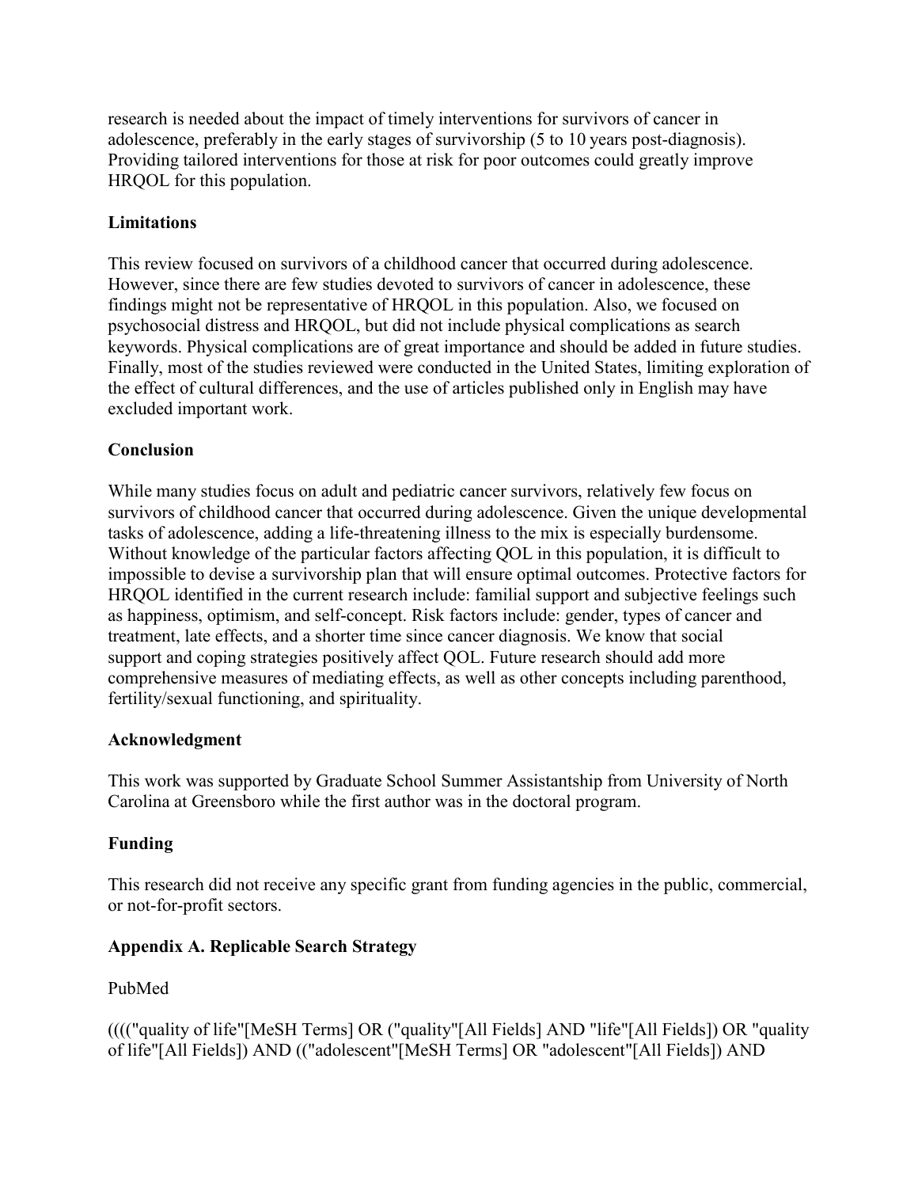research is needed about the impact of timely interventions for survivors of cancer in adolescence, preferably in the early stages of survivorship (5 to 10 years post-diagnosis). Providing tailored interventions for those at risk for poor outcomes could greatly improve HRQOL for this population.

### Limitations

This review focused on survivors of a childhood cancer that occurred during adolescence. However, since there are few studies devoted to survivors of cancer in adolescence, these findings might not be representative of HRQOL in this population. Also, we focused on psychosocial distress and HRQOL, but did not include physical complications as search keywords. Physical complications are of great importance and should be added in future studies. Finally, most of the studies reviewed were conducted in the United States, limiting exploration of the effect of cultural differences, and the use of articles published only in English may have excluded important work.

### Conclusion

While many studies focus on adult and pediatric cancer survivors, relatively few focus on survivors of childhood cancer that occurred during adolescence. Given the unique developmental tasks of adolescence, adding a life-threatening illness to the mix is especially burdensome. Without knowledge of the particular factors affecting QOL in this population, it is difficult to impossible to devise a survivorship plan that will ensure optimal outcomes. Protective factors for HRQOL identified in the current research include: familial support and subjective feelings such as happiness, optimism, and self-concept. Risk factors include: gender, types of cancer and treatment, late effects, and a shorter time since cancer diagnosis. We know that social support and coping strategies positively affect QOL. Future research should add more comprehensive measures of mediating effects, as well as other concepts including parenthood, fertility/sexual functioning, and spirituality.

### Acknowledgment

This work was supported by Graduate School Summer Assistantship from University of North Carolina at Greensboro while the first author was in the doctoral program.

### Funding

This research did not receive any specific grant from funding agencies in the public, commercial, or not-for-profit sectors.

### Appendix A. Replicable Search Strategy

PubMed

(((("quality of life"[MeSH Terms] OR ("quality"[All Fields] AND "life"[All Fields]) OR "quality of life"[All Fields]) AND (("adolescent"[MeSH Terms] OR "adolescent"[All Fields]) AND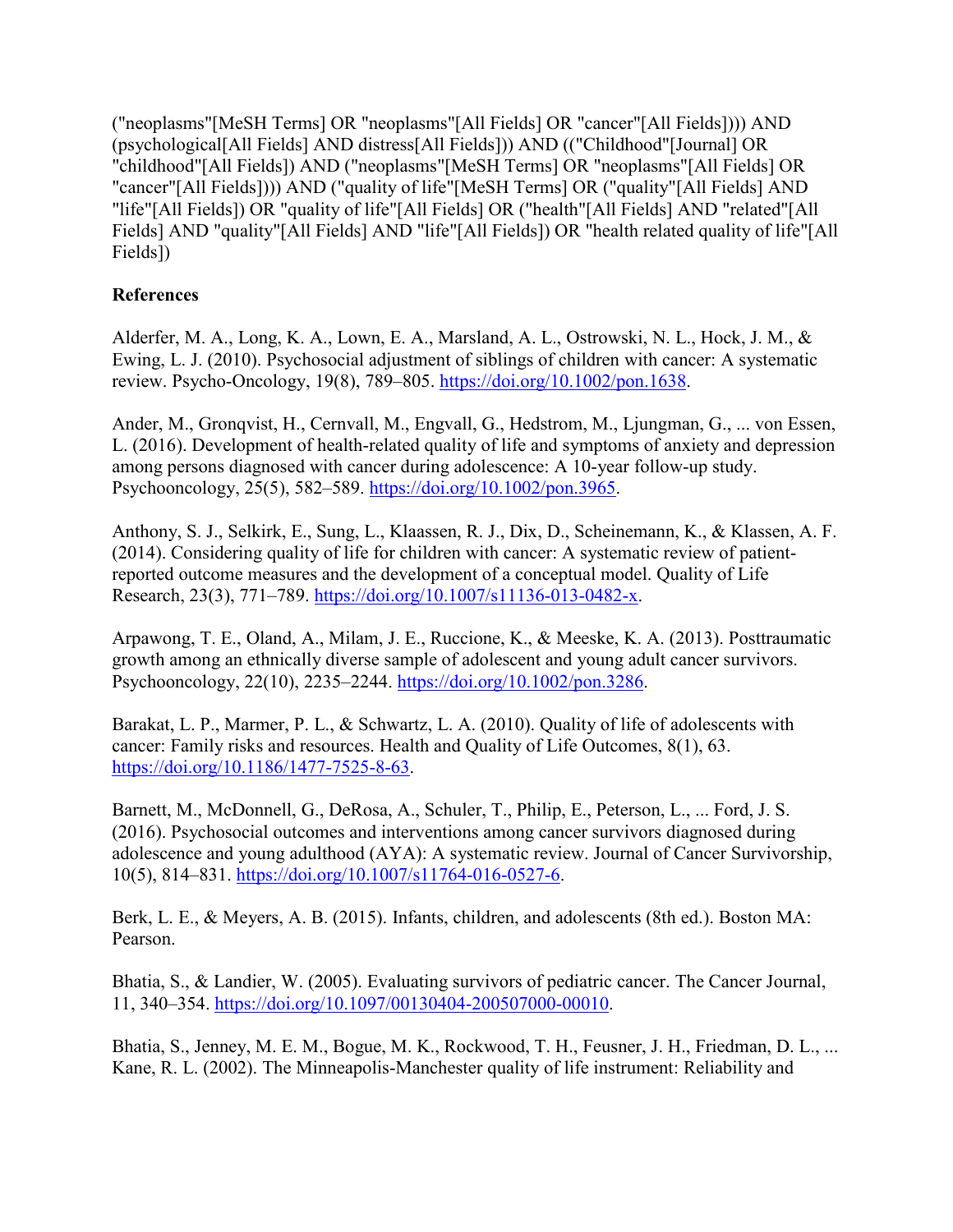("neoplasms"[MeSH Terms] OR "neoplasms"[All Fields] OR "cancer"[All Fields]))) AND (psychological[All Fields] AND distress[All Fields])) AND (("Childhood"[Journal] OR "childhood"[All Fields]) AND ("neoplasms"[MeSH Terms] OR "neoplasms"[All Fields] OR "cancer"[All Fields]))) AND ("quality of life"[MeSH Terms] OR ("quality"[All Fields] AND "life"[All Fields]) OR "quality of life"[All Fields] OR ("health"[All Fields] AND "related"[All Fields] AND "quality"[All Fields] AND "life"[All Fields]) OR "health related quality of life"[All Fields])

**References**

Alderfer, M. A., Long, K. A., Lown, E. A., Marsland, A. L., Ostrowski, N. L., Hock, J. M., & Ewing, L. J. (2010). Psychosocial adjustment of siblings of children with cancer: A systematic review. Psycho-Oncology, 19(8), 789–805. https://doi.org/10.1002/pon.1638.

Ander, M., Gronqvist, H., Cernvall, M., Engvall, G., Hedstrom, M., Ljungman, G., ... von Essen, L. (2016). Development of health-related quality of life and symptoms of anxiety and depression among persons diagnosed with cancer during adolescence: A 10-year follow-up study. Psychooncology, 25(5), 582–589. https://doi.org/10.1002/pon.3965.

Anthony, S. J., Selkirk, E., Sung, L., Klaassen, R. J., Dix, D., Scheinemann, K., & Klassen, A. F. (2014). Considering quality of life for children with cancer: A systematic review of patient-reported outcome measures and the development of a conceptual model. Quality of Life Research, 23(3), 771–789. https://doi.org/10.1007/s11136-013-0482-x.

Arpawong, T. E., Oland, A., Milam, J. E., Ruccione, K., & Meeske, K. A. (2013). Posttraumatic growth among an ethnically diverse sample of adolescent and young adult cancer survivors. Psychooncology, 22(10), 2235–2244. https://doi.org/10.1002/pon.3286.

Barakat, L. P., Marmer, P. L., & Schwartz, L. A. (2010). Quality of life of adolescents with cancer: Family risks and resources. Health and Quality of Life Outcomes, 8(1), 63. https://doi.org/10.1186/1477-7525-8-63.

Barnett, M., McDonnell, G., DeRosa, A., Schuler, T., Philip, E., Peterson, L., ... Ford, J. S. (2016). Psychosocial outcomes and interventions among cancer survivors diagnosed during adolescence and young adulthood (AYA): A systematic review. Journal of Cancer Survivorship, 10(5), 814–831. https://doi.org/10.1007/s11764-016-0527-6.

Berk, L. E., & Meyers, A. B. (2015). Infants, children, and adolescents (8th ed.). Boston MA: Pearson.

Bhatia, S., & Landier, W. (2005). Evaluating survivors of pediatric cancer. The Cancer Journal, 11, 340–354. https://doi.org/10.1097/00130404-200507000-00010.

Bhatia, S., Jenney, M. E. M., Bogue, M. K., Rockwood, T. H., Feusner, J. H., Friedman, D. L., ... Kane, R. L. (2002). The Minneapolis-Manchester quality of life instrument: Reliability and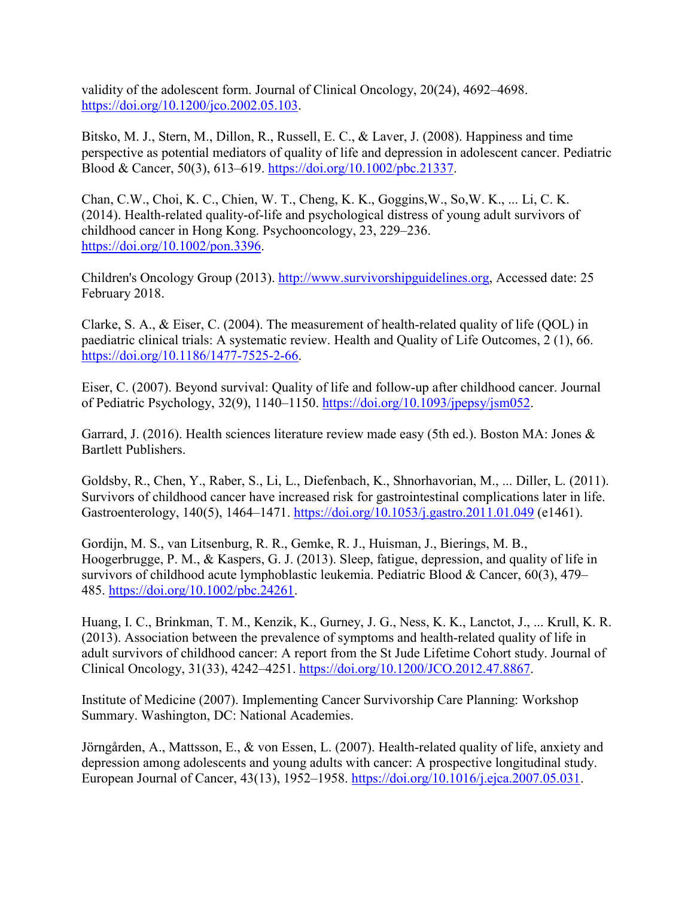validity of the adolescent form. Journal of Clinical Oncology, 20(24), 4692–4698. https://doi.org/10.1200/jco.2002.05.103.

Bitsko, M. J., Stern, M., Dillon, R., Russell, E. C., & Laver, J. (2008). Happiness and time perspective as potential mediators of quality of life and depression in adolescent cancer. Pediatric Blood & Cancer, 50(3), 613–619. https://doi.org/10.1002/pbc.21337.

Chan, C.W., Choi, K. C., Chien, W. T., Cheng, K. K., Goggins,W., So,W. K., ... Li, C. K. (2014). Health-related quality-of-life and psychological distress of young adult survivors of childhood cancer in Hong Kong. Psychooncology, 23, 229–236. https://doi.org/10.1002/pon.3396.

Children's Oncology Group (2013). http://www.survivorshipguidelines.org, Accessed date: 25 February 2018.

Clarke, S. A., & Eiser, C. (2004). The measurement of health-related quality of life (QOL) in paediatric clinical trials: A systematic review. Health and Quality of Life Outcomes, 2 (1), 66. https://doi.org/10.1186/1477-7525-2-66.

Eiser, C. (2007). Beyond survival: Quality of life and follow-up after childhood cancer. Journal of Pediatric Psychology, 32(9), 1140–1150. https://doi.org/10.1093/jpepsy/jsm052.

Garrard, J. (2016). Health sciences literature review made easy (5th ed.). Boston MA: Jones & Bartlett Publishers.

Goldsby, R., Chen, Y., Raber, S., Li, L., Diefenbach, K., Shnorhavorian, M., ... Diller, L. (2011). Survivors of childhood cancer have increased risk for gastrointestinal complications later in life. Gastroenterology, 140(5), 1464–1471. https://doi.org/10.1053/j.gastro.2011.01.049 (e1461).

Gordijn, M. S., van Litsenburg, R. R., Gemke, R. J., Huisman, J., Bierings, M. B., Hoogerbrugge, P. M., & Kaspers, G. J. (2013). Sleep, fatigue, depression, and quality of life in survivors of childhood acute lymphoblastic leukemia. Pediatric Blood & Cancer, 60(3), 479–485. https://doi.org/10.1002/pbc.24261.

Huang, I. C., Brinkman, T. M., Kenzik, K., Gurney, J. G., Ness, K. K., Lanctot, J., ... Krull, K. R. (2013). Association between the prevalence of symptoms and health-related quality of life in adult survivors of childhood cancer: A report from the St Jude Lifetime Cohort study. Journal of Clinical Oncology, 31(33), 4242–4251. https://doi.org/10.1200/JCO.2012.47.8867.

Institute of Medicine (2007). Implementing Cancer Survivorship Care Planning: Workshop Summary. Washington, DC: National Academies.

Jörngården, A., Mattsson, E., & von Essen, L. (2007). Health-related quality of life, anxiety and depression among adolescents and young adults with cancer: A prospective longitudinal study. European Journal of Cancer, 43(13), 1952–1958. https://doi.org/10.1016/j.ejca.2007.05.031.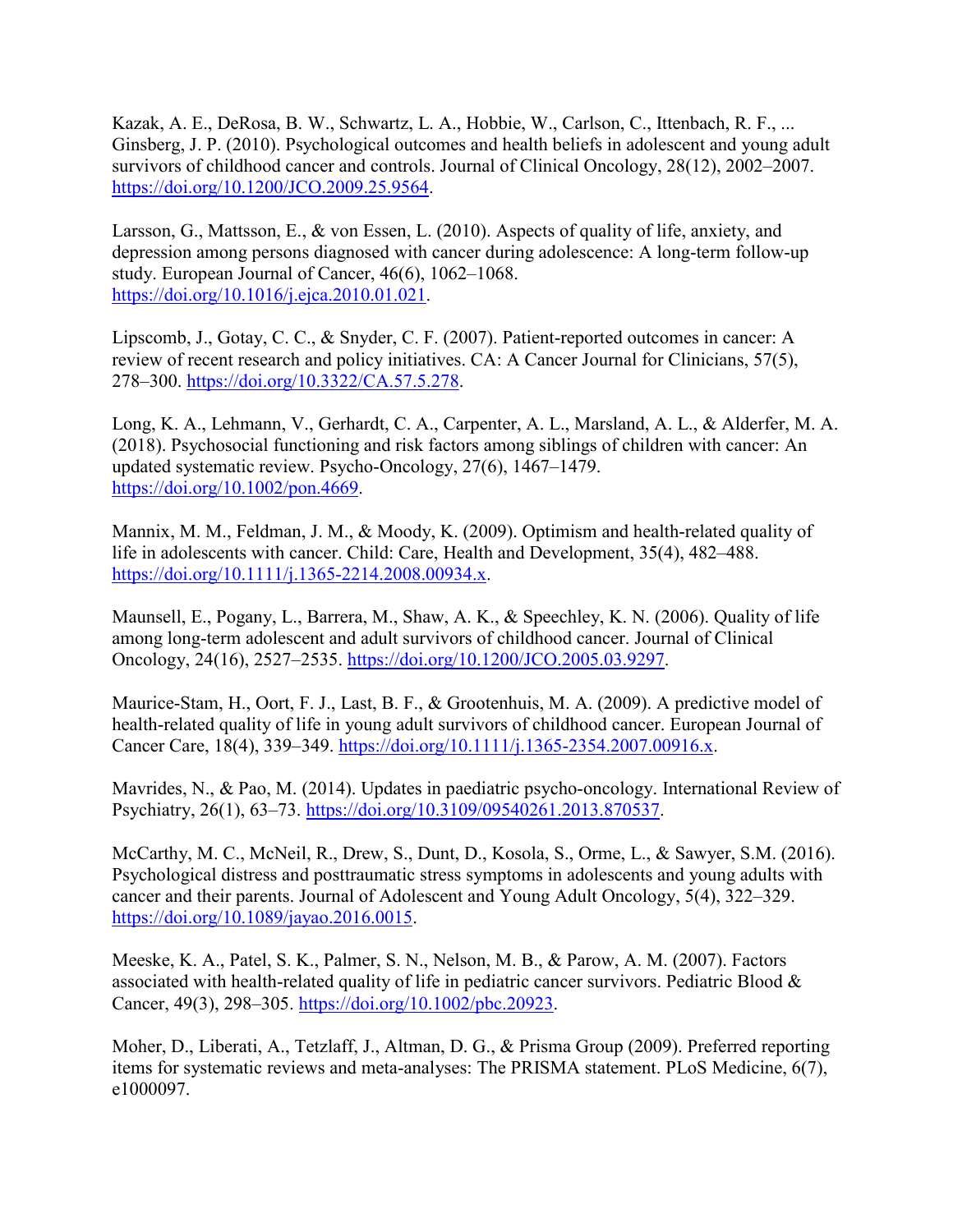Kazak, A. E., DeRosa, B. W., Schwartz, L. A., Hobbie, W., Carlson, C., Ittenbach, R. F., ... Ginsberg, J. P. (2010). Psychological outcomes and health beliefs in adolescent and young adult survivors of childhood cancer and controls. Journal of Clinical Oncology, 28(12), 2002–2007. https://doi.org/10.1200/JCO.2009.25.9564.

Larsson, G., Mattsson, E., & von Essen, L. (2010). Aspects of quality of life, anxiety, and depression among persons diagnosed with cancer during adolescence: A long-term follow-up study. European Journal of Cancer, 46(6), 1062–1068. https://doi.org/10.1016/j.ejca.2010.01.021.

Lipscomb, J., Gotay, C. C., & Snyder, C. F. (2007). Patient-reported outcomes in cancer: A review of recent research and policy initiatives. CA: A Cancer Journal for Clinicians, 57(5), 278–300. https://doi.org/10.3322/CA.57.5.278.

Long, K. A., Lehmann, V., Gerhardt, C. A., Carpenter, A. L., Marsland, A. L., & Alderfer, M. A. (2018). Psychosocial functioning and risk factors among siblings of children with cancer: An updated systematic review. Psycho-Oncology, 27(6), 1467–1479. https://doi.org/10.1002/pon.4669.

Mannix, M. M., Feldman, J. M., & Moody, K. (2009). Optimism and health-related quality of life in adolescents with cancer. Child: Care, Health and Development, 35(4), 482–488. https://doi.org/10.1111/j.1365-2214.2008.00934.x.

Maunsell, E., Pogany, L., Barrera, M., Shaw, A. K., & Speechley, K. N. (2006). Quality of life among long-term adolescent and adult survivors of childhood cancer. Journal of Clinical Oncology, 24(16), 2527–2535. https://doi.org/10.1200/JCO.2005.03.9297.

Maurice-Stam, H., Oort, F. J., Last, B. F., & Grootenhuis, M. A. (2009). A predictive model of health-related quality of life in young adult survivors of childhood cancer. European Journal of Cancer Care, 18(4), 339–349. https://doi.org/10.1111/j.1365-2354.2007.00916.x.

Mavrides, N., & Pao, M. (2014). Updates in paediatric psycho-oncology. International Review of Psychiatry, 26(1), 63–73. https://doi.org/10.3109/09540261.2013.870537.

McCarthy, M. C., McNeil, R., Drew, S., Dunt, D., Kosola, S., Orme, L., & Sawyer, S.M. (2016). Psychological distress and posttraumatic stress symptoms in adolescents and young adults with cancer and their parents. Journal of Adolescent and Young Adult Oncology, 5(4), 322–329. https://doi.org/10.1089/jayao.2016.0015.

Meeske, K. A., Patel, S. K., Palmer, S. N., Nelson, M. B., & Parow, A. M. (2007). Factors associated with health-related quality of life in pediatric cancer survivors. Pediatric Blood & Cancer, 49(3), 298–305. https://doi.org/10.1002/pbc.20923.

Moher, D., Liberati, A., Tetzlaff, J., Altman, D. G., & Prisma Group (2009). Preferred reporting items for systematic reviews and meta-analyses: The PRISMA statement. PLoS Medicine, 6(7), e1000097.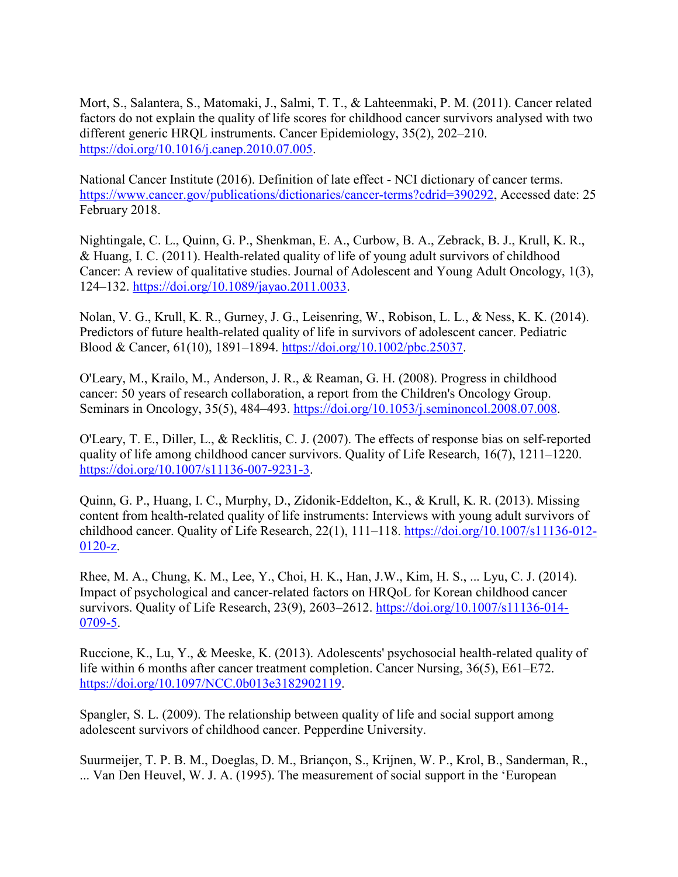Mort, S., Salantera, S., Matomaki, J., Salmi, T. T., & Lahteenmaki, P. M. (2011). Cancer related factors do not explain the quality of life scores for childhood cancer survivors analysed with two different generic HRQL instruments. Cancer Epidemiology, 35(2), 202–210. https://doi.org/10.1016/j.canep.2010.07.005.

National Cancer Institute (2016). Definition of late effect - NCI dictionary of cancer terms. https://www.cancer.gov/publications/dictionaries/cancer-terms?cdrid=390292, Accessed date: 25 February 2018.

Nightingale, C. L., Quinn, G. P., Shenkman, E. A., Curbow, B. A., Zebrack, B. J., Krull, K. R., & Huang, I. C. (2011). Health-related quality of life of young adult survivors of childhood Cancer: A review of qualitative studies. Journal of Adolescent and Young Adult Oncology, 1(3), 124–132. https://doi.org/10.1089/jayao.2011.0033.

Nolan, V. G., Krull, K. R., Gurney, J. G., Leisenring, W., Robison, L. L., & Ness, K. K. (2014). Predictors of future health-related quality of life in survivors of adolescent cancer. Pediatric Blood & Cancer, 61(10), 1891–1894. https://doi.org/10.1002/pbc.25037.

O'Leary, M., Krailo, M., Anderson, J. R., & Reaman, G. H. (2008). Progress in childhood cancer: 50 years of research collaboration, a report from the Children's Oncology Group. Seminars in Oncology, 35(5), 484–493. https://doi.org/10.1053/j.seminoncol.2008.07.008.

O'Leary, T. E., Diller, L., & Recklitis, C. J. (2007). The effects of response bias on self-reported quality of life among childhood cancer survivors. Quality of Life Research, 16(7), 1211–1220. https://doi.org/10.1007/s11136-007-9231-3.

Quinn, G. P., Huang, I. C., Murphy, D., Zidonik-Eddelton, K., & Krull, K. R. (2013). Missing content from health-related quality of life instruments: Interviews with young adult survivors of childhood cancer. Quality of Life Research, 22(1), 111–118. https://doi.org/10.1007/s11136-012-0120-z.

Rhee, M. A., Chung, K. M., Lee, Y., Choi, H. K., Han, J.W., Kim, H. S., ... Lyu, C. J. (2014). Impact of psychological and cancer-related factors on HRQoL for Korean childhood cancer survivors. Quality of Life Research, 23(9), 2603–2612. https://doi.org/10.1007/s11136-014-0709-5.

Ruccione, K., Lu, Y., & Meeske, K. (2013). Adolescents' psychosocial health-related quality of life within 6 months after cancer treatment completion. Cancer Nursing, 36(5), E61–E72. https://doi.org/10.1097/NCC.0b013e3182902119.

Spangler, S. L. (2009). The relationship between quality of life and social support among adolescent survivors of childhood cancer. Pepperdine University.

Suurmeijer, T. P. B. M., Doeglas, D. M., Briançon, S., Krijnen, W. P., Krol, B., Sanderman, R., ... Van Den Heuvel, W. J. A. (1995). The measurement of social support in the 'European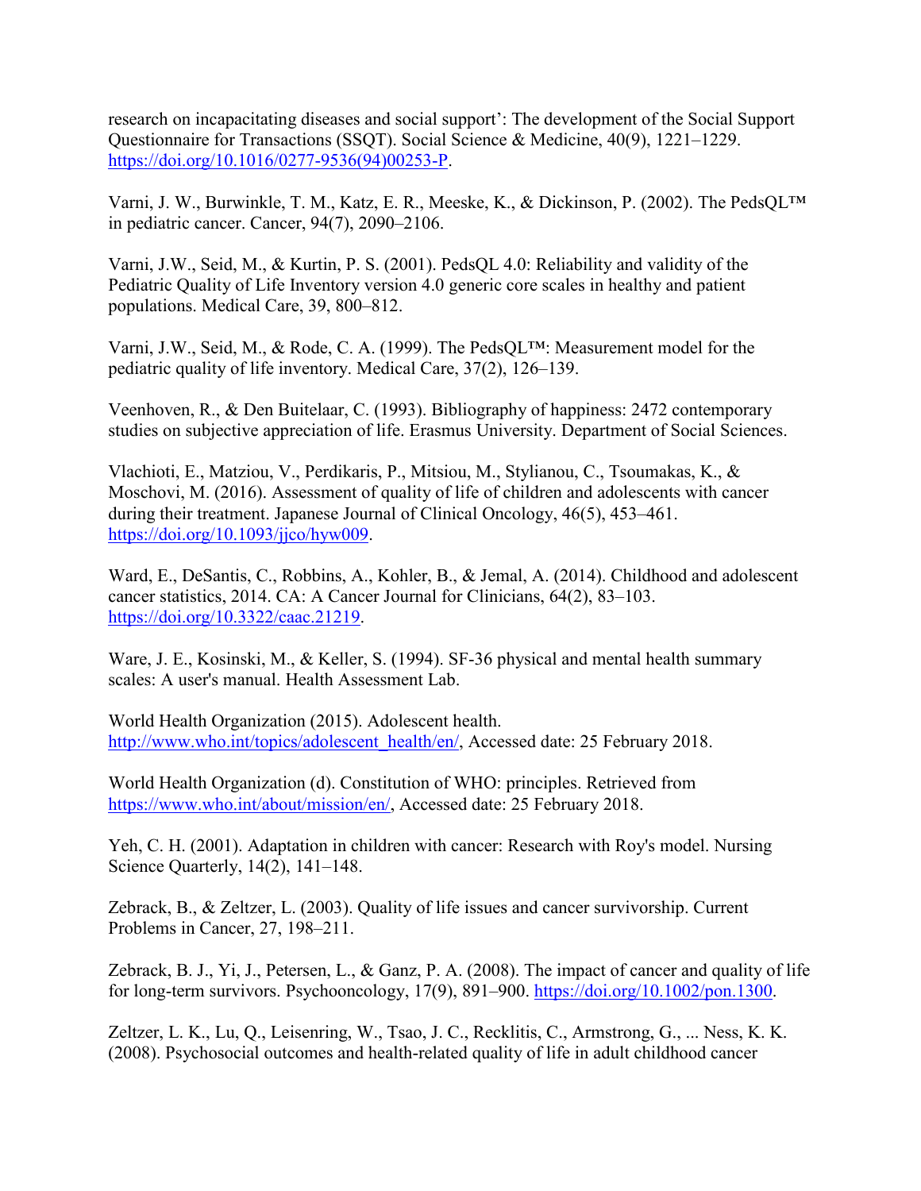research on incapacitating diseases and social support': The development of the Social Support Questionnaire for Transactions (SSQT). Social Science & Medicine, 40(9), 1221–1229. https://doi.org/10.1016/0277-9536(94)00253-P.

Varni, J. W., Burwinkle, T. M., Katz, E. R., Meeske, K., & Dickinson, P. (2002). The PedsQL™ in pediatric cancer. Cancer, 94(7), 2090–2106.

Varni, J.W., Seid, M., & Kurtin, P. S. (2001). PedsQL 4.0: Reliability and validity of the Pediatric Quality of Life Inventory version 4.0 generic core scales in healthy and patient populations. Medical Care, 39, 800–812.

Varni, J.W., Seid, M., & Rode, C. A. (1999). The PedsQL™: Measurement model for the pediatric quality of life inventory. Medical Care, 37(2), 126–139.

Veenhoven, R., & Den Buitelaar, C. (1993). Bibliography of happiness: 2472 contemporary studies on subjective appreciation of life. Erasmus University. Department of Social Sciences.

Vlachioti, E., Matziou, V., Perdikaris, P., Mitsiou, M., Stylianou, C., Tsoumakas, K., & Moschovi, M. (2016). Assessment of quality of life of children and adolescents with cancer during their treatment. Japanese Journal of Clinical Oncology, 46(5), 453–461. https://doi.org/10.1093/jjco/hyw009.

Ward, E., DeSantis, C., Robbins, A., Kohler, B., & Jemal, A. (2014). Childhood and adolescent cancer statistics, 2014. CA: A Cancer Journal for Clinicians, 64(2), 83–103. https://doi.org/10.3322/caac.21219.

Ware, J. E., Kosinski, M., & Keller, S. (1994). SF-36 physical and mental health summary scales: A user's manual. Health Assessment Lab.

World Health Organization (2015). Adolescent health. http://www.who.int/topics/adolescent_health/en/, Accessed date: 25 February 2018.

World Health Organization (d). Constitution of WHO: principles. Retrieved from https://www.who.int/about/mission/en/, Accessed date: 25 February 2018.

Yeh, C. H. (2001). Adaptation in children with cancer: Research with Roy's model. Nursing Science Quarterly, 14(2), 141–148.

Zebrack, B., & Zeltzer, L. (2003). Quality of life issues and cancer survivorship. Current Problems in Cancer, 27, 198–211.

Zebrack, B. J., Yi, J., Petersen, L., & Ganz, P. A. (2008). The impact of cancer and quality of life for long-term survivors. Psychooncology, 17(9), 891–900. https://doi.org/10.1002/pon.1300.

Zeltzer, L. K., Lu, Q., Leisenring, W., Tsao, J. C., Recklitis, C., Armstrong, G., ... Ness, K. K. (2008). Psychosocial outcomes and health-related quality of life in adult childhood cancer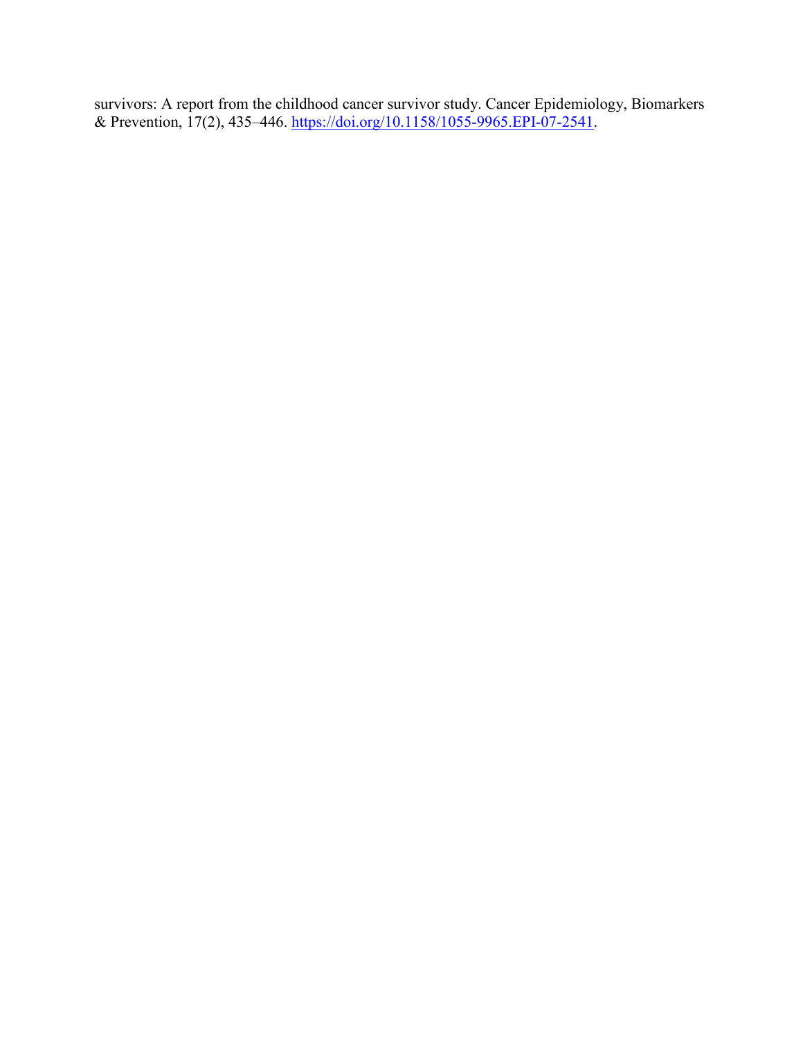survivors: A report from the childhood cancer survivor study. Cancer Epidemiology, Biomarkers & Prevention, 17(2), 435–446. https://doi.org/10.1158/1055-9965.EPI-07-2541.